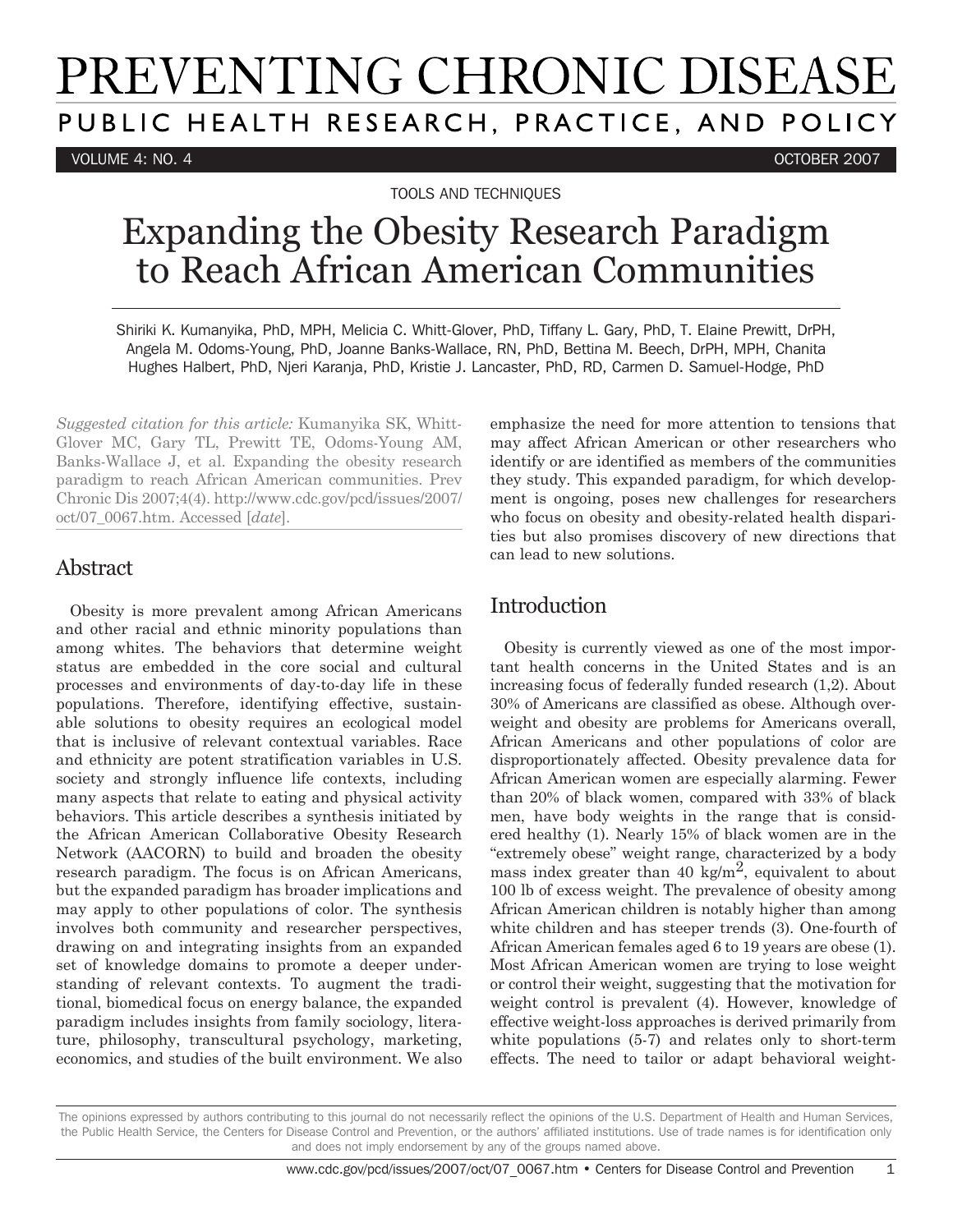TOOLS AND TECHNIQUES

# Expanding the Obesity Research Paradigm to Reach African American Communities

Shiriki K. Kumanyika, PhD, MPH, Melicia C. Whitt-Glover, PhD, Tiffany L. Gary, PhD, T. Elaine Prewitt, DrPH, Angela M. Odoms-Young, PhD, Joanne Banks-Wallace, RN, PhD, Bettina M. Beech, DrPH, MPH, Chanita Hughes Halbert, PhD, Njeri Karanja, PhD, Kristie J. Lancaster, PhD, RD, Carmen D. Samuel-Hodge, PhD

*Suggested citation for this article:* Kumanyika SK, Whitt-Glover MC, Gary TL, Prewitt TE, Odoms-Young AM, Banks-Wallace J, et al. Expanding the obesity research paradigm to reach African American communities. Prev Chronic Dis 2007;4(4). http://www.cdc.gov/pcd/issues/2007/oct/07_0067.htm. Accessed [*date*].

## Abstract

Obesity is more prevalent among African Americans and other racial and ethnic minority populations than among whites. The behaviors that determine weight status are embedded in the core social and cultural processes and environments of day-to-day life in these populations. Therefore, identifying effective, sustainable solutions to obesity requires an ecological model that is inclusive of relevant contextual variables. Race and ethnicity are potent stratification variables in U.S. society and strongly influence life contexts, including many aspects that relate to eating and physical activity behaviors. This article describes a synthesis initiated by the African American Collaborative Obesity Research Network (AACORN) to build and broaden the obesity research paradigm. The focus is on African Americans, but the expanded paradigm has broader implications and may apply to other populations of color. The synthesis involves both community and researcher perspectives, drawing on and integrating insights from an expanded set of knowledge domains to promote a deeper understanding of relevant contexts. To augment the traditional, biomedical focus on energy balance, the expanded paradigm includes insights from family sociology, literature, philosophy, transcultural psychology, marketing, economics, and studies of the built environment. We also emphasize the need for more attention to tensions that may affect African American or other researchers who identify or are identified as members of the communities they study. This expanded paradigm, for which development is ongoing, poses new challenges for researchers who focus on obesity and obesity-related health disparities but also promises discovery of new directions that can lead to new solutions.

## Introduction

Obesity is currently viewed as one of the most important health concerns in the United States and is an increasing focus of federally funded research (1,2). About 30% of Americans are classified as obese. Although overweight and obesity are problems for Americans overall, African Americans and other populations of color are disproportionately affected. Obesity prevalence data for African American women are especially alarming. Fewer than 20% of black women, compared with 33% of black men, have body weights in the range that is considered healthy (1). Nearly 15% of black women are in the "extremely obese" weight range, characterized by a body mass index greater than 40 kg/m$^2$, equivalent to about 100 lb of excess weight. The prevalence of obesity among African American children is notably higher than among white children and has steeper trends (3). One-fourth of African American females aged 6 to 19 years are obese (1). Most African American women are trying to lose weight or control their weight, suggesting that the motivation for weight control is prevalent (4). However, knowledge of effective weight-loss approaches is derived primarily from white populations (5-7) and relates only to short-term effects. The need to tailor or adapt behavioral weight-

The opinions expressed by authors contributing to this journal do not necessarily reflect the opinions of the U.S. Department of Health and Human Services, the Public Health Service, the Centers for Disease Control and Prevention, or the authors' affiliated institutions. Use of trade names is for identification only and does not imply endorsement by any of the groups named above.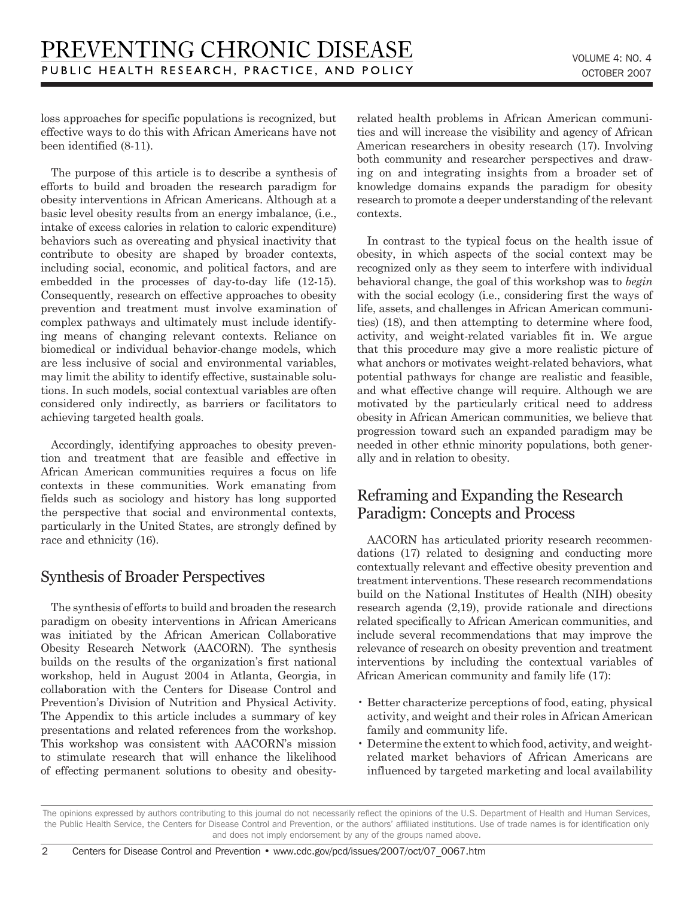loss approaches for specific populations is recognized, but effective ways to do this with African Americans have not been identified (8-11).

The purpose of this article is to describe a synthesis of efforts to build and broaden the research paradigm for obesity interventions in African Americans. Although at a basic level obesity results from an energy imbalance, (i.e., intake of excess calories in relation to caloric expenditure) behaviors such as overeating and physical inactivity that contribute to obesity are shaped by broader contexts, including social, economic, and political factors, and are embedded in the processes of day-to-day life (12-15). Consequently, research on effective approaches to obesity prevention and treatment must involve examination of complex pathways and ultimately must include identifying means of changing relevant contexts. Reliance on biomedical or individual behavior-change models, which are less inclusive of social and environmental variables, may limit the ability to identify effective, sustainable solutions. In such models, social contextual variables are often considered only indirectly, as barriers or facilitators to achieving targeted health goals.

Accordingly, identifying approaches to obesity prevention and treatment that are feasible and effective in African American communities requires a focus on life contexts in these communities. Work emanating from fields such as sociology and history has long supported the perspective that social and environmental contexts, particularly in the United States, are strongly defined by race and ethnicity (16).

## Synthesis of Broader Perspectives

The synthesis of efforts to build and broaden the research paradigm on obesity interventions in African Americans was initiated by the African American Collaborative Obesity Research Network (AACORN). The synthesis builds on the results of the organization's first national workshop, held in August 2004 in Atlanta, Georgia, in collaboration with the Centers for Disease Control and Prevention's Division of Nutrition and Physical Activity. The Appendix to this article includes a summary of key presentations and related references from the workshop. This workshop was consistent with AACORN's mission to stimulate research that will enhance the likelihood of effecting permanent solutions to obesity and obesity-related health problems in African American communities and will increase the visibility and agency of African American researchers in obesity research (17). Involving both community and researcher perspectives and drawing on and integrating insights from a broader set of knowledge domains expands the paradigm for obesity research to promote a deeper understanding of the relevant contexts.

In contrast to the typical focus on the health issue of obesity, in which aspects of the social context may be recognized only as they seem to interfere with individual behavioral change, the goal of this workshop was to *begin* with the social ecology (i.e., considering first the ways of life, assets, and challenges in African American communities) (18), and then attempting to determine where food, activity, and weight-related variables fit in. We argue that this procedure may give a more realistic picture of what anchors or motivates weight-related behaviors, what potential pathways for change are realistic and feasible, and what effective change will require. Although we are motivated by the particularly critical need to address obesity in African American communities, we believe that progression toward such an expanded paradigm may be needed in other ethnic minority populations, both generally and in relation to obesity.

## Reframing and Expanding the Research Paradigm: Concepts and Process

AACORN has articulated priority research recommendations (17) related to designing and conducting more contextually relevant and effective obesity prevention and treatment interventions. These research recommendations build on the National Institutes of Health (NIH) obesity research agenda (2,19), provide rationale and directions related specifically to African American communities, and include several recommendations that may improve the relevance of research on obesity prevention and treatment interventions by including the contextual variables of African American community and family life (17):

- Better characterize perceptions of food, eating, physical activity, and weight and their roles in African American family and community life.
- Determine the extent to which food, activity, and weight-related market behaviors of African Americans are influenced by targeted marketing and local availability

The opinions expressed by authors contributing to this journal do not necessarily reflect the opinions of the U.S. Department of Health and Human Services, the Public Health Service, the Centers for Disease Control and Prevention, or the authors' affiliated institutions. Use of trade names is for identification only and does not imply endorsement by any of the groups named above.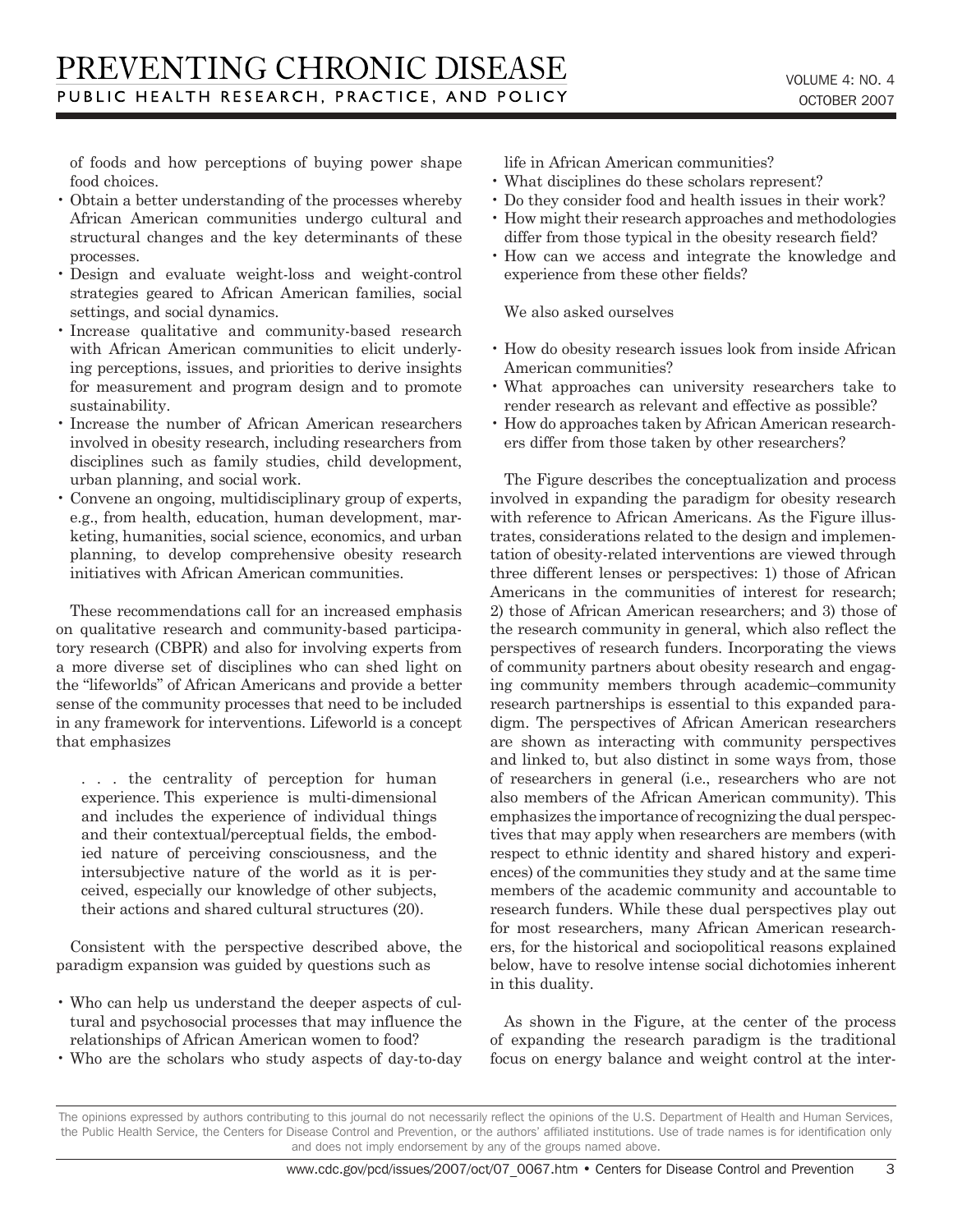of foods and how perceptions of buying power shape food choices.

- Obtain a better understanding of the processes whereby African American communities undergo cultural and structural changes and the key determinants of these processes.
- Design and evaluate weight-loss and weight-control strategies geared to African American families, social settings, and social dynamics.
- Increase qualitative and community-based research with African American communities to elicit underlying perceptions, issues, and priorities to derive insights for measurement and program design and to promote sustainability.
- Increase the number of African American researchers involved in obesity research, including researchers from disciplines such as family studies, child development, urban planning, and social work.
- Convene an ongoing, multidisciplinary group of experts, e.g., from health, education, human development, marketing, humanities, social science, economics, and urban planning, to develop comprehensive obesity research initiatives with African American communities.

These recommendations call for an increased emphasis on qualitative research and community-based participatory research (CBPR) and also for involving experts from a more diverse set of disciplines who can shed light on the "lifeworlds" of African Americans and provide a better sense of the community processes that need to be included in any framework for interventions. Lifeworld is a concept that emphasizes

> . . . the centrality of perception for human experience. This experience is multi-dimensional and includes the experience of individual things and their contextual/perceptual fields, the embodied nature of perceiving consciousness, and the intersubjective nature of the world as it is perceived, especially our knowledge of other subjects, their actions and shared cultural structures (20).

Consistent with the perspective described above, the paradigm expansion was guided by questions such as

- Who can help us understand the deeper aspects of cultural and psychosocial processes that may influence the relationships of African American women to food?
- Who are the scholars who study aspects of day-to-day life in African American communities?
- What disciplines do these scholars represent?
- Do they consider food and health issues in their work?
- How might their research approaches and methodologies differ from those typical in the obesity research field?
- How can we access and integrate the knowledge and experience from these other fields?

We also asked ourselves

- How do obesity research issues look from inside African American communities?
- What approaches can university researchers take to render research as relevant and effective as possible?
- How do approaches taken by African American researchers differ from those taken by other researchers?

The Figure describes the conceptualization and process involved in expanding the paradigm for obesity research with reference to African Americans. As the Figure illustrates, considerations related to the design and implementation of obesity-related interventions are viewed through three different lenses or perspectives: 1) those of African Americans in the communities of interest for research; 2) those of African American researchers; and 3) those of the research community in general, which also reflect the perspectives of research funders. Incorporating the views of community partners about obesity research and engaging community members through academic–community research partnerships is essential to this expanded paradigm. The perspectives of African American researchers are shown as interacting with community perspectives and linked to, but also distinct in some ways from, those of researchers in general (i.e., researchers who are not also members of the African American community). This emphasizes the importance of recognizing the dual perspectives that may apply when researchers are members (with respect to ethnic identity and shared history and experiences) of the communities they study and at the same time members of the academic community and accountable to research funders. While these dual perspectives play out for most researchers, many African American researchers, for the historical and sociopolitical reasons explained below, have to resolve intense social dichotomies inherent in this duality.

As shown in the Figure, at the center of the process of expanding the research paradigm is the traditional focus on energy balance and weight control at the inter-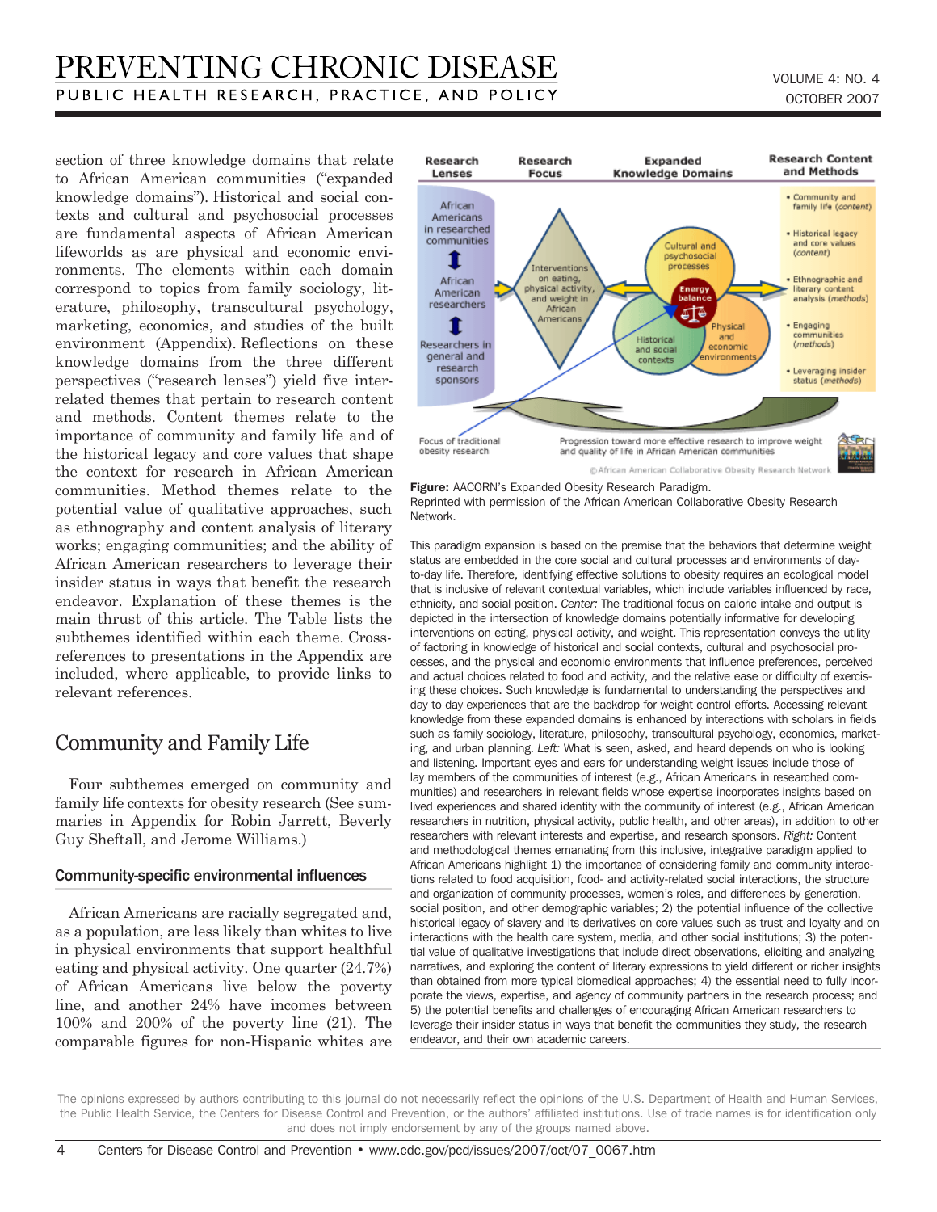section of three knowledge domains that relate to African American communities ("expanded knowledge domains"). Historical and social contexts and cultural and psychosocial processes are fundamental aspects of African American lifeworlds as are physical and economic environments. The elements within each domain correspond to topics from family sociology, literature, philosophy, transcultural psychology, marketing, economics, and studies of the built environment (Appendix). Reflections on these knowledge domains from the three different perspectives ("research lenses") yield five interrelated themes that pertain to research content and methods. Content themes relate to the importance of community and family life and of the historical legacy and core values that shape the context for research in African American communities. Method themes relate to the potential value of qualitative approaches, such as ethnography and content analysis of literary works; engaging communities; and the ability of African American researchers to leverage their insider status in ways that benefit the research endeavor. Explanation of these themes is the main thrust of this article. The Table lists the subthemes identified within each theme. Cross-references to presentations in the Appendix are included, where applicable, to provide links to relevant references.

## Community and Family Life

Four subthemes emerged on community and family life contexts for obesity research (See summaries in Appendix for Robin Jarrett, Beverly Guy Sheftall, and Jerome Williams.)

### Community-specific environmental influences

African Americans are racially segregated and, as a population, are less likely than whites to live in physical environments that support healthful eating and physical activity. One quarter (24.7%) of African Americans live below the poverty line, and another 24% have incomes between 100% and 200% of the poverty line (21). The comparable figures for non-Hispanic whites are

**Figure:** AACORN's Expanded Obesity Research Paradigm.
Reprinted with permission of the African American Collaborative Obesity Research Network.

This paradigm expansion is based on the premise that the behaviors that determine weight status are embedded in the core social and cultural processes and environments of day-to-day life. Therefore, identifying effective solutions to obesity requires an ecological model that is inclusive of relevant contextual variables, which include variables influenced by race, ethnicity, and social position. *Center:* The traditional focus on caloric intake and output is depicted in the intersection of knowledge domains potentially informative for developing interventions on eating, physical activity, and weight. This representation conveys the utility of factoring in knowledge of historical and social contexts, cultural and psychosocial processes, and the physical and economic environments that influence preferences, perceived and actual choices related to food and activity, and the relative ease or difficulty of exercising these choices. Such knowledge is fundamental to understanding the perspectives and day to day experiences that are the backdrop for weight control efforts. Accessing relevant knowledge from these expanded domains is enhanced by interactions with scholars in fields such as family sociology, literature, philosophy, transcultural psychology, economics, marketing, and urban planning. *Left:* What is seen, asked, and heard depends on who is looking and listening. Important eyes and ears for understanding weight issues include those of lay members of the communities of interest (e.g., African Americans in researched communities) and researchers in relevant fields whose expertise incorporates insights based on lived experiences and shared identity with the community of interest (e.g., African American researchers in nutrition, physical activity, public health, and other areas), in addition to other researchers with relevant interests and expertise, and research sponsors. *Right:* Content and methodological themes emanating from this inclusive, integrative paradigm applied to African Americans highlight 1) the importance of considering family and community interactions related to food acquisition, food- and activity-related social interactions, the structure and organization of community processes, women's roles, and differences by generation, social position, and other demographic variables; 2) the potential influence of the collective historical legacy of slavery and its derivatives on core values such as trust and loyalty and on interactions with the health care system, media, and other social institutions; 3) the potential value of qualitative investigations that include direct observations, eliciting and analyzing narratives, and exploring the content of literary expressions to yield different or richer insights than obtained from more typical biomedical approaches; 4) the essential need to fully incorporate the views, expertise, and agency of community partners in the research process; and 5) the potential benefits and challenges of encouraging African American researchers to leverage their insider status in ways that benefit the communities they study, the research endeavor, and their own academic careers.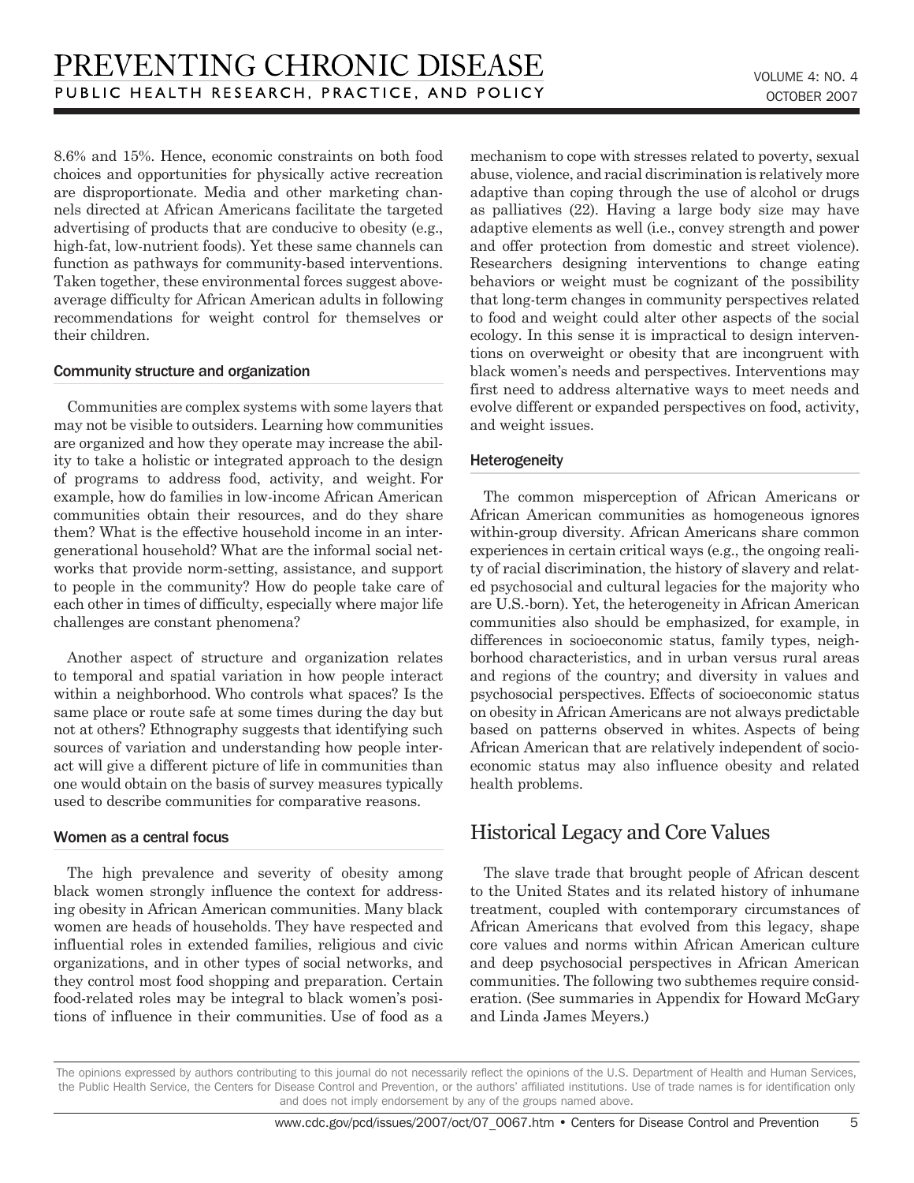8.6% and 15%. Hence, economic constraints on both food choices and opportunities for physically active recreation are disproportionate. Media and other marketing channels directed at African Americans facilitate the targeted advertising of products that are conducive to obesity (e.g., high-fat, low-nutrient foods). Yet these same channels can function as pathways for community-based interventions. Taken together, these environmental forces suggest above-average difficulty for African American adults in following recommendations for weight control for themselves or their children.

#### Community structure and organization

Communities are complex systems with some layers that may not be visible to outsiders. Learning how communities are organized and how they operate may increase the ability to take a holistic or integrated approach to the design of programs to address food, activity, and weight. For example, how do families in low-income African American communities obtain their resources, and do they share them? What is the effective household income in an intergenerational household? What are the informal social networks that provide norm-setting, assistance, and support to people in the community? How do people take care of each other in times of difficulty, especially where major life challenges are constant phenomena?

Another aspect of structure and organization relates to temporal and spatial variation in how people interact within a neighborhood. Who controls what spaces? Is the same place or route safe at some times during the day but not at others? Ethnography suggests that identifying such sources of variation and understanding how people interact will give a different picture of life in communities than one would obtain on the basis of survey measures typically used to describe communities for comparative reasons.

#### Women as a central focus

The high prevalence and severity of obesity among black women strongly influence the context for addressing obesity in African American communities. Many black women are heads of households. They have respected and influential roles in extended families, religious and civic organizations, and in other types of social networks, and they control most food shopping and preparation. Certain food-related roles may be integral to black women's positions of influence in their communities. Use of food as a mechanism to cope with stresses related to poverty, sexual abuse, violence, and racial discrimination is relatively more adaptive than coping through the use of alcohol or drugs as palliatives (22). Having a large body size may have adaptive elements as well (i.e., convey strength and power and offer protection from domestic and street violence). Researchers designing interventions to change eating behaviors or weight must be cognizant of the possibility that long-term changes in community perspectives related to food and weight could alter other aspects of the social ecology. In this sense it is impractical to design interventions on overweight or obesity that are incongruent with black women's needs and perspectives. Interventions may first need to address alternative ways to meet needs and evolve different or expanded perspectives on food, activity, and weight issues.

#### Heterogeneity

The common misperception of African Americans or African American communities as homogeneous ignores within-group diversity. African Americans share common experiences in certain critical ways (e.g., the ongoing reality of racial discrimination, the history of slavery and related psychosocial and cultural legacies for the majority who are U.S.-born). Yet, the heterogeneity in African American communities also should be emphasized, for example, in differences in socioeconomic status, family types, neighborhood characteristics, and in urban versus rural areas and regions of the country; and diversity in values and psychosocial perspectives. Effects of socioeconomic status on obesity in African Americans are not always predictable based on patterns observed in whites. Aspects of being African American that are relatively independent of socioeconomic status may also influence obesity and related health problems.

## Historical Legacy and Core Values

The slave trade that brought people of African descent to the United States and its related history of inhumane treatment, coupled with contemporary circumstances of African Americans that evolved from this legacy, shape core values and norms within African American culture and deep psychosocial perspectives in African American communities. The following two subthemes require consideration. (See summaries in Appendix for Howard McGary and Linda James Meyers.)

The opinions expressed by authors contributing to this journal do not necessarily reflect the opinions of the U.S. Department of Health and Human Services, the Public Health Service, the Centers for Disease Control and Prevention, or the authors' affiliated institutions. Use of trade names is for identification only and does not imply endorsement by any of the groups named above.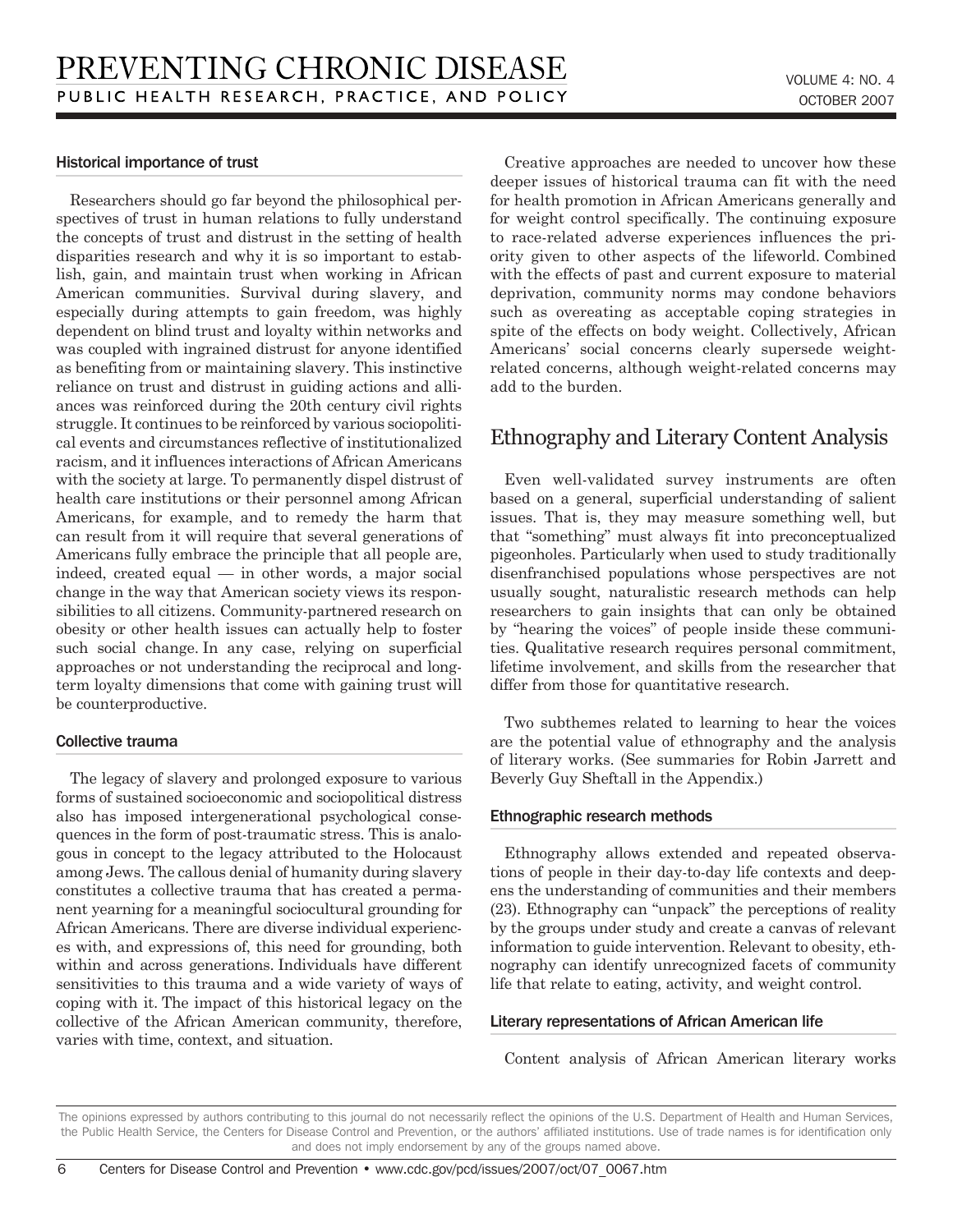### Historical importance of trust

Researchers should go far beyond the philosophical perspectives of trust in human relations to fully understand the concepts of trust and distrust in the setting of health disparities research and why it is so important to establish, gain, and maintain trust when working in African American communities. Survival during slavery, and especially during attempts to gain freedom, was highly dependent on blind trust and loyalty within networks and was coupled with ingrained distrust for anyone identified as benefiting from or maintaining slavery. This instinctive reliance on trust and distrust in guiding actions and alliances was reinforced during the 20th century civil rights struggle. It continues to be reinforced by various sociopolitical events and circumstances reflective of institutionalized racism, and it influences interactions of African Americans with the society at large. To permanently dispel distrust of health care institutions or their personnel among African Americans, for example, and to remedy the harm that can result from it will require that several generations of Americans fully embrace the principle that all people are, indeed, created equal — in other words, a major social change in the way that American society views its responsibilities to all citizens. Community-partnered research on obesity or other health issues can actually help to foster such social change. In any case, relying on superficial approaches or not understanding the reciprocal and long-term loyalty dimensions that come with gaining trust will be counterproductive.

### Collective trauma

The legacy of slavery and prolonged exposure to various forms of sustained socioeconomic and sociopolitical distress also has imposed intergenerational psychological consequences in the form of post-traumatic stress. This is analogous in concept to the legacy attributed to the Holocaust among Jews. The callous denial of humanity during slavery constitutes a collective trauma that has created a permanent yearning for a meaningful sociocultural grounding for African Americans. There are diverse individual experiences with, and expressions of, this need for grounding, both within and across generations. Individuals have different sensitivities to this trauma and a wide variety of ways of coping with it. The impact of this historical legacy on the collective of the African American community, therefore, varies with time, context, and situation.

Creative approaches are needed to uncover how these deeper issues of historical trauma can fit with the need for health promotion in African Americans generally and for weight control specifically. The continuing exposure to race-related adverse experiences influences the priority given to other aspects of the lifeworld. Combined with the effects of past and current exposure to material deprivation, community norms may condone behaviors such as overeating as acceptable coping strategies in spite of the effects on body weight. Collectively, African Americans' social concerns clearly supersede weight-related concerns, although weight-related concerns may add to the burden.

## Ethnography and Literary Content Analysis

Even well-validated survey instruments are often based on a general, superficial understanding of salient issues. That is, they may measure something well, but that "something" must always fit into preconceptualized pigeonholes. Particularly when used to study traditionally disenfranchised populations whose perspectives are not usually sought, naturalistic research methods can help researchers to gain insights that can only be obtained by "hearing the voices" of people inside these communities. Qualitative research requires personal commitment, lifetime involvement, and skills from the researcher that differ from those for quantitative research.

Two subthemes related to learning to hear the voices are the potential value of ethnography and the analysis of literary works. (See summaries for Robin Jarrett and Beverly Guy Sheftall in the Appendix.)

### Ethnographic research methods

Ethnography allows extended and repeated observations of people in their day-to-day life contexts and deepens the understanding of communities and their members (23). Ethnography can "unpack" the perceptions of reality by the groups under study and create a canvas of relevant information to guide intervention. Relevant to obesity, ethnography can identify unrecognized facets of community life that relate to eating, activity, and weight control.

### Literary representations of African American life

Content analysis of African American literary works

The opinions expressed by authors contributing to this journal do not necessarily reflect the opinions of the U.S. Department of Health and Human Services, the Public Health Service, the Centers for Disease Control and Prevention, or the authors' affiliated institutions. Use of trade names is for identification only and does not imply endorsement by any of the groups named above.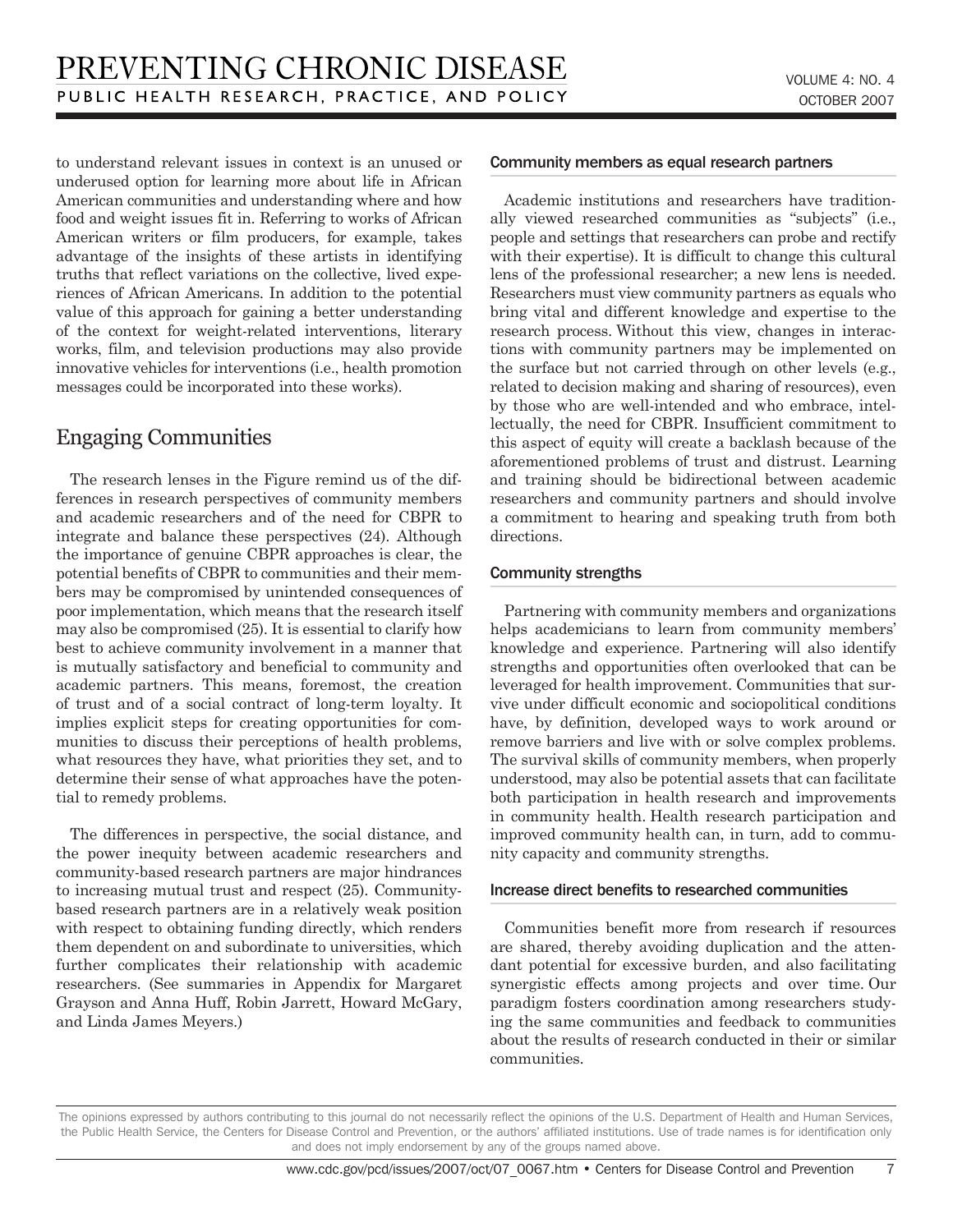to understand relevant issues in context is an unused or underused option for learning more about life in African American communities and understanding where and how food and weight issues fit in. Referring to works of African American writers or film producers, for example, takes advantage of the insights of these artists in identifying truths that reflect variations on the collective, lived experiences of African Americans. In addition to the potential value of this approach for gaining a better understanding of the context for weight-related interventions, literary works, film, and television productions may also provide innovative vehicles for interventions (i.e., health promotion messages could be incorporated into these works).

## Engaging Communities

The research lenses in the Figure remind us of the differences in research perspectives of community members and academic researchers and of the need for CBPR to integrate and balance these perspectives (24). Although the importance of genuine CBPR approaches is clear, the potential benefits of CBPR to communities and their members may be compromised by unintended consequences of poor implementation, which means that the research itself may also be compromised (25). It is essential to clarify how best to achieve community involvement in a manner that is mutually satisfactory and beneficial to community and academic partners. This means, foremost, the creation of trust and of a social contract of long-term loyalty. It implies explicit steps for creating opportunities for communities to discuss their perceptions of health problems, what resources they have, what priorities they set, and to determine their sense of what approaches have the potential to remedy problems.

The differences in perspective, the social distance, and the power inequity between academic researchers and community-based research partners are major hindrances to increasing mutual trust and respect (25). Community-based research partners are in a relatively weak position with respect to obtaining funding directly, which renders them dependent on and subordinate to universities, which further complicates their relationship with academic researchers. (See summaries in Appendix for Margaret Grayson and Anna Huff, Robin Jarrett, Howard McGary, and Linda James Meyers.)

### Community members as equal research partners

Academic institutions and researchers have traditionally viewed researched communities as "subjects" (i.e., people and settings that researchers can probe and rectify with their expertise). It is difficult to change this cultural lens of the professional researcher; a new lens is needed. Researchers must view community partners as equals who bring vital and different knowledge and expertise to the research process. Without this view, changes in interactions with community partners may be implemented on the surface but not carried through on other levels (e.g., related to decision making and sharing of resources), even by those who are well-intended and who embrace, intellectually, the need for CBPR. Insufficient commitment to this aspect of equity will create a backlash because of the aforementioned problems of trust and distrust. Learning and training should be bidirectional between academic researchers and community partners and should involve a commitment to hearing and speaking truth from both directions.

### Community strengths

Partnering with community members and organizations helps academicians to learn from community members' knowledge and experience. Partnering will also identify strengths and opportunities often overlooked that can be leveraged for health improvement. Communities that survive under difficult economic and sociopolitical conditions have, by definition, developed ways to work around or remove barriers and live with or solve complex problems. The survival skills of community members, when properly understood, may also be potential assets that can facilitate both participation in health research and improvements in community health. Health research participation and improved community health can, in turn, add to community capacity and community strengths.

### Increase direct benefits to researched communities

Communities benefit more from research if resources are shared, thereby avoiding duplication and the attendant potential for excessive burden, and also facilitating synergistic effects among projects and over time. Our paradigm fosters coordination among researchers studying the same communities and feedback to communities about the results of research conducted in their or similar communities.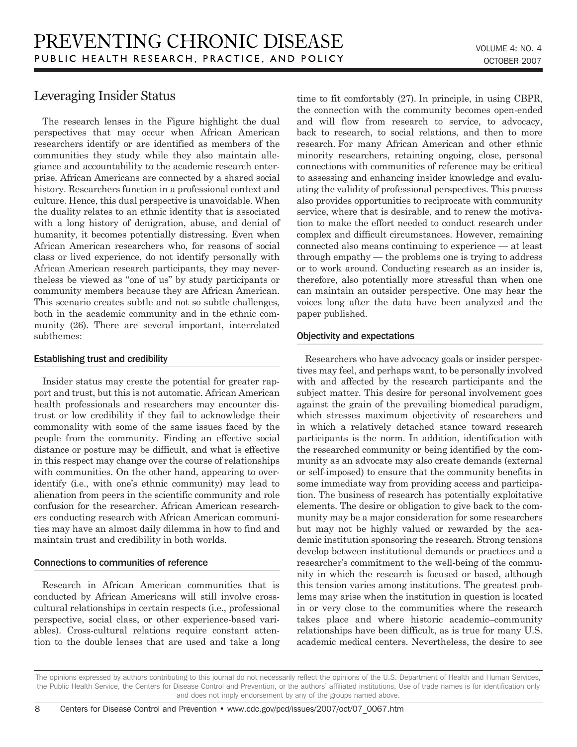## Leveraging Insider Status

The research lenses in the Figure highlight the dual perspectives that may occur when African American researchers identify or are identified as members of the communities they study while they also maintain allegiance and accountability to the academic research enterprise. African Americans are connected by a shared social history. Researchers function in a professional context and culture. Hence, this dual perspective is unavoidable. When the duality relates to an ethnic identity that is associated with a long history of denigration, abuse, and denial of humanity, it becomes potentially distressing. Even when African American researchers who, for reasons of social class or lived experience, do not identify personally with African American research participants, they may nevertheless be viewed as "one of us" by study participants or community members because they are African American. This scenario creates subtle and not so subtle challenges, both in the academic community and in the ethnic community (26). There are several important, interrelated subthemes:

### Establishing trust and credibility

Insider status may create the potential for greater rapport and trust, but this is not automatic. African American health professionals and researchers may encounter distrust or low credibility if they fail to acknowledge their commonality with some of the same issues faced by the people from the community. Finding an effective social distance or posture may be difficult, and what is effective in this respect may change over the course of relationships with communities. On the other hand, appearing to overidentify (i.e., with one's ethnic community) may lead to alienation from peers in the scientific community and role confusion for the researcher. African American researchers conducting research with African American communities may have an almost daily dilemma in how to find and maintain trust and credibility in both worlds.

### Connections to communities of reference

Research in African American communities that is conducted by African Americans will still involve cross-cultural relationships in certain respects (i.e., professional perspective, social class, or other experience-based variables). Cross-cultural relations require constant attention to the double lenses that are used and take a long time to fit comfortably (27). In principle, in using CBPR, the connection with the community becomes open-ended and will flow from research to service, to advocacy, back to research, to social relations, and then to more research. For many African American and other ethnic minority researchers, retaining ongoing, close, personal connections with communities of reference may be critical to assessing and enhancing insider knowledge and evaluating the validity of professional perspectives. This process also provides opportunities to reciprocate with community service, where that is desirable, and to renew the motivation to make the effort needed to conduct research under complex and difficult circumstances. However, remaining connected also means continuing to experience — at least through empathy — the problems one is trying to address or to work around. Conducting research as an insider is, therefore, also potentially more stressful than when one can maintain an outsider perspective. One may hear the voices long after the data have been analyzed and the paper published.

### Objectivity and expectations

Researchers who have advocacy goals or insider perspectives may feel, and perhaps want, to be personally involved with and affected by the research participants and the subject matter. This desire for personal involvement goes against the grain of the prevailing biomedical paradigm, which stresses maximum objectivity of researchers and in which a relatively detached stance toward research participants is the norm. In addition, identification with the researched community or being identified by the community as an advocate may also create demands (external or self-imposed) to ensure that the community benefits in some immediate way from providing access and participation. The business of research has potentially exploitative elements. The desire or obligation to give back to the community may be a major consideration for some researchers but may not be highly valued or rewarded by the academic institution sponsoring the research. Strong tensions develop between institutional demands or practices and a researcher's commitment to the well-being of the community in which the research is focused or based, although this tension varies among institutions. The greatest problems may arise when the institution in question is located in or very close to the communities where the research takes place and where historic academic–community relationships have been difficult, as is true for many U.S. academic medical centers. Nevertheless, the desire to see

The opinions expressed by authors contributing to this journal do not necessarily reflect the opinions of the U.S. Department of Health and Human Services, the Public Health Service, the Centers for Disease Control and Prevention, or the authors' affiliated institutions. Use of trade names is for identification only and does not imply endorsement by any of the groups named above.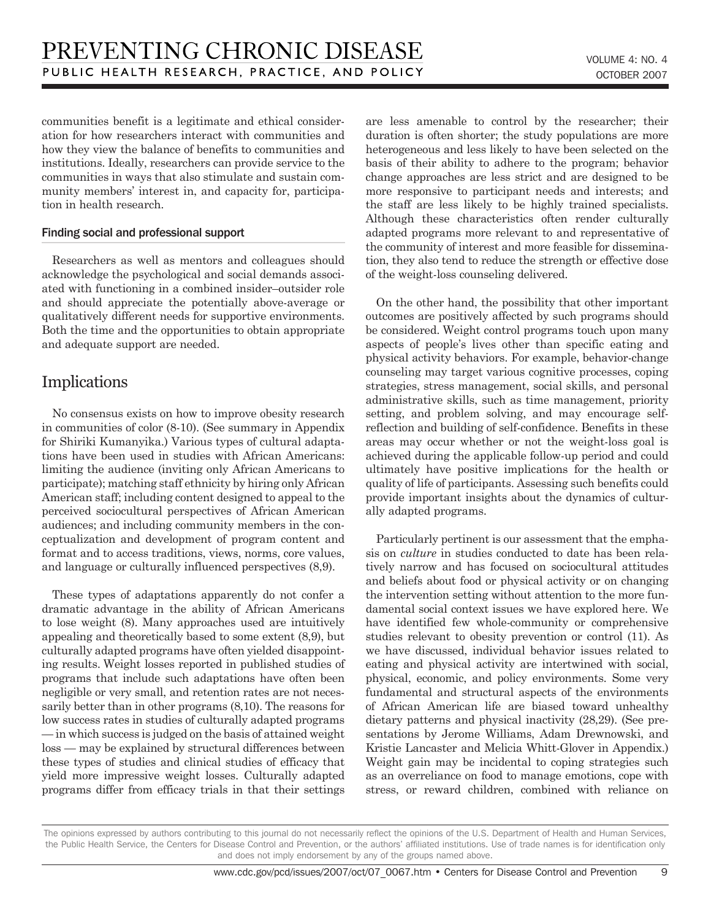communities benefit is a legitimate and ethical consideration for how researchers interact with communities and how they view the balance of benefits to communities and institutions. Ideally, researchers can provide service to the communities in ways that also stimulate and sustain community members' interest in, and capacity for, participation in health research.

### Finding social and professional support

Researchers as well as mentors and colleagues should acknowledge the psychological and social demands associated with functioning in a combined insider–outsider role and should appreciate the potentially above-average or qualitatively different needs for supportive environments. Both the time and the opportunities to obtain appropriate and adequate support are needed.

## Implications

No consensus exists on how to improve obesity research in communities of color (8-10). (See summary in Appendix for Shiriki Kumanyika.) Various types of cultural adaptations have been used in studies with African Americans: limiting the audience (inviting only African Americans to participate); matching staff ethnicity by hiring only African American staff; including content designed to appeal to the perceived sociocultural perspectives of African American audiences; and including community members in the conceptualization and development of program content and format and to access traditions, views, norms, core values, and language or culturally influenced perspectives (8,9).

These types of adaptations apparently do not confer a dramatic advantage in the ability of African Americans to lose weight (8). Many approaches used are intuitively appealing and theoretically based to some extent (8,9), but culturally adapted programs have often yielded disappointing results. Weight losses reported in published studies of programs that include such adaptations have often been negligible or very small, and retention rates are not necessarily better than in other programs (8,10). The reasons for low success rates in studies of culturally adapted programs — in which success is judged on the basis of attained weight loss — may be explained by structural differences between these types of studies and clinical studies of efficacy that yield more impressive weight losses. Culturally adapted programs differ from efficacy trials in that their settings are less amenable to control by the researcher; their duration is often shorter; the study populations are more heterogeneous and less likely to have been selected on the basis of their ability to adhere to the program; behavior change approaches are less strict and are designed to be more responsive to participant needs and interests; and the staff are less likely to be highly trained specialists. Although these characteristics often render culturally adapted programs more relevant to and representative of the community of interest and more feasible for dissemination, they also tend to reduce the strength or effective dose of the weight-loss counseling delivered.

On the other hand, the possibility that other important outcomes are positively affected by such programs should be considered. Weight control programs touch upon many aspects of people's lives other than specific eating and physical activity behaviors. For example, behavior-change counseling may target various cognitive processes, coping strategies, stress management, social skills, and personal administrative skills, such as time management, priority setting, and problem solving, and may encourage self-reflection and building of self-confidence. Benefits in these areas may occur whether or not the weight-loss goal is achieved during the applicable follow-up period and could ultimately have positive implications for the health or quality of life of participants. Assessing such benefits could provide important insights about the dynamics of culturally adapted programs.

Particularly pertinent is our assessment that the emphasis on *culture* in studies conducted to date has been relatively narrow and has focused on sociocultural attitudes and beliefs about food or physical activity or on changing the intervention setting without attention to the more fundamental social context issues we have explored here. We have identified few whole-community or comprehensive studies relevant to obesity prevention or control (11). As we have discussed, individual behavior issues related to eating and physical activity are intertwined with social, physical, economic, and policy environments. Some very fundamental and structural aspects of the environments of African American life are biased toward unhealthy dietary patterns and physical inactivity (28,29). (See presentations by Jerome Williams, Adam Drewnowski, and Kristie Lancaster and Melicia Whitt-Glover in Appendix.) Weight gain may be incidental to coping strategies such as an overreliance on food to manage emotions, cope with stress, or reward children, combined with reliance on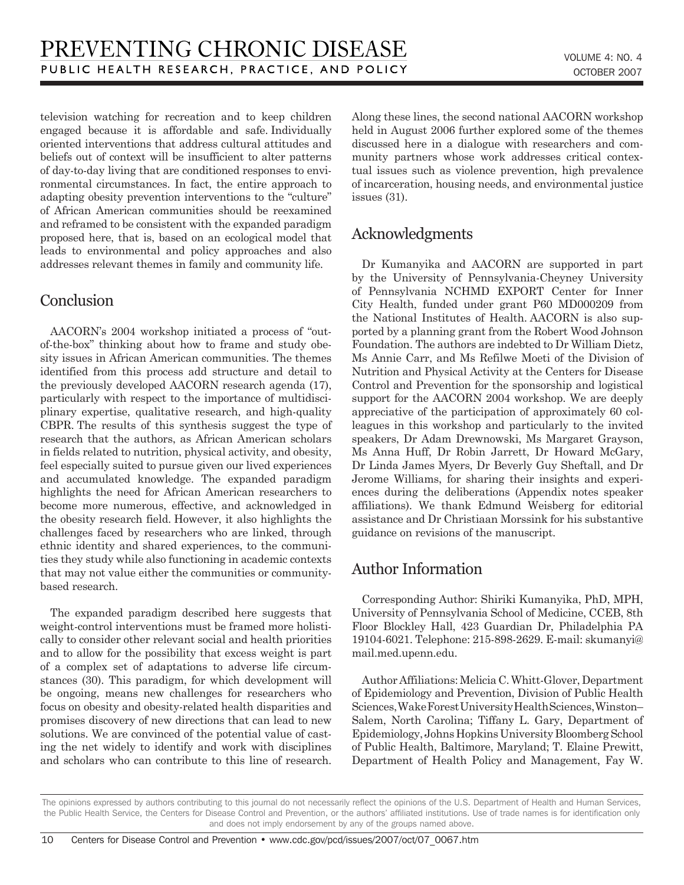television watching for recreation and to keep children engaged because it is affordable and safe. Individually oriented interventions that address cultural attitudes and beliefs out of context will be insufficient to alter patterns of day-to-day living that are conditioned responses to environmental circumstances. In fact, the entire approach to adapting obesity prevention interventions to the "culture" of African American communities should be reexamined and reframed to be consistent with the expanded paradigm proposed here, that is, based on an ecological model that leads to environmental and policy approaches and also addresses relevant themes in family and community life.

## Conclusion

AACORN's 2004 workshop initiated a process of "out-of-the-box" thinking about how to frame and study obesity issues in African American communities. The themes identified from this process add structure and detail to the previously developed AACORN research agenda (17), particularly with respect to the importance of multidisciplinary expertise, qualitative research, and high-quality CBPR. The results of this synthesis suggest the type of research that the authors, as African American scholars in fields related to nutrition, physical activity, and obesity, feel especially suited to pursue given our lived experiences and accumulated knowledge. The expanded paradigm highlights the need for African American researchers to become more numerous, effective, and acknowledged in the obesity research field. However, it also highlights the challenges faced by researchers who are linked, through ethnic identity and shared experiences, to the communities they study while also functioning in academic contexts that may not value either the communities or community-based research.

The expanded paradigm described here suggests that weight-control interventions must be framed more holistically to consider other relevant social and health priorities and to allow for the possibility that excess weight is part of a complex set of adaptations to adverse life circumstances (30). This paradigm, for which development will be ongoing, means new challenges for researchers who focus on obesity and obesity-related health disparities and promises discovery of new directions that can lead to new solutions. We are convinced of the potential value of casting the net widely to identify and work with disciplines and scholars who can contribute to this line of research. Along these lines, the second national AACORN workshop held in August 2006 further explored some of the themes discussed here in a dialogue with researchers and community partners whose work addresses critical contextual issues such as violence prevention, high prevalence of incarceration, housing needs, and environmental justice issues (31).

## Acknowledgments

Dr Kumanyika and AACORN are supported in part by the University of Pennsylvania-Cheyney University of Pennsylvania NCHMD EXPORT Center for Inner City Health, funded under grant P60 MD000209 from the National Institutes of Health. AACORN is also supported by a planning grant from the Robert Wood Johnson Foundation. The authors are indebted to Dr William Dietz, Ms Annie Carr, and Ms Refilwe Moeti of the Division of Nutrition and Physical Activity at the Centers for Disease Control and Prevention for the sponsorship and logistical support for the AACORN 2004 workshop. We are deeply appreciative of the participation of approximately 60 colleagues in this workshop and particularly to the invited speakers, Dr Adam Drewnowski, Ms Margaret Grayson, Ms Anna Huff, Dr Robin Jarrett, Dr Howard McGary, Dr Linda James Myers, Dr Beverly Guy Sheftall, and Dr Jerome Williams, for sharing their insights and experiences during the deliberations (Appendix notes speaker affiliations). We thank Edmund Weisberg for editorial assistance and Dr Christiaan Morssink for his substantive guidance on revisions of the manuscript.

## Author Information

Corresponding Author: Shiriki Kumanyika, PhD, MPH, University of Pennsylvania School of Medicine, CCEB, 8th Floor Blockley Hall, 423 Guardian Dr, Philadelphia PA 19104-6021. Telephone: 215-898-2629. E-mail: skumanyi@mail.med.upenn.edu.

Author Affiliations: Melicia C. Whitt-Glover, Department of Epidemiology and Prevention, Division of Public Health Sciences, Wake Forest University Health Sciences, Winston–Salem, North Carolina; Tiffany L. Gary, Department of Epidemiology, Johns Hopkins University Bloomberg School of Public Health, Baltimore, Maryland; T. Elaine Prewitt, Department of Health Policy and Management, Fay W.

The opinions expressed by authors contributing to this journal do not necessarily reflect the opinions of the U.S. Department of Health and Human Services, the Public Health Service, the Centers for Disease Control and Prevention, or the authors' affiliated institutions. Use of trade names is for identification only and does not imply endorsement by any of the groups named above.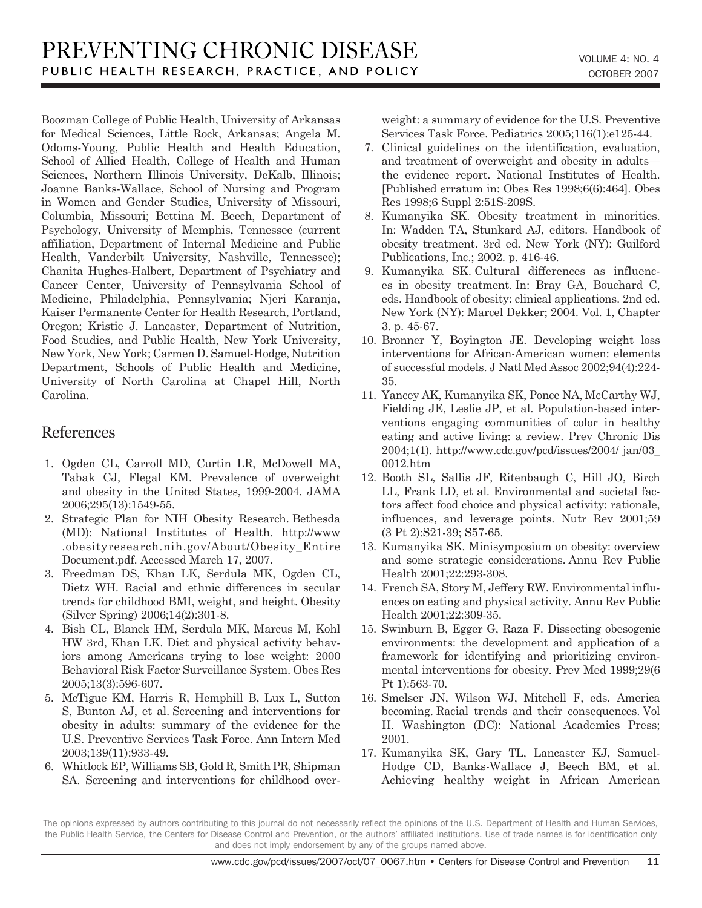Boozman College of Public Health, University of Arkansas for Medical Sciences, Little Rock, Arkansas; Angela M. Odoms-Young, Public Health and Health Education, School of Allied Health, College of Health and Human Sciences, Northern Illinois University, DeKalb, Illinois; Joanne Banks-Wallace, School of Nursing and Program in Women and Gender Studies, University of Missouri, Columbia, Missouri; Bettina M. Beech, Department of Psychology, University of Memphis, Tennessee (current affiliation, Department of Internal Medicine and Public Health, Vanderbilt University, Nashville, Tennessee); Chanita Hughes-Halbert, Department of Psychiatry and Cancer Center, University of Pennsylvania School of Medicine, Philadelphia, Pennsylvania; Njeri Karanja, Kaiser Permanente Center for Health Research, Portland, Oregon; Kristie J. Lancaster, Department of Nutrition, Food Studies, and Public Health, New York University, New York, New York; Carmen D. Samuel-Hodge, Nutrition Department, Schools of Public Health and Medicine, University of North Carolina at Chapel Hill, North Carolina.

## References

1. Ogden CL, Carroll MD, Curtin LR, McDowell MA, Tabak CJ, Flegal KM. Prevalence of overweight and obesity in the United States, 1999-2004. JAMA 2006;295(13):1549-55.
2. Strategic Plan for NIH Obesity Research. Bethesda (MD): National Institutes of Health. http://www.obesityresearch.nih.gov/About/Obesity_EntireDocument.pdf. Accessed March 17, 2007.
3. Freedman DS, Khan LK, Serdula MK, Ogden CL, Dietz WH. Racial and ethnic differences in secular trends for childhood BMI, weight, and height. Obesity (Silver Spring) 2006;14(2):301-8.
4. Bish CL, Blanck HM, Serdula MK, Marcus M, Kohl HW 3rd, Khan LK. Diet and physical activity behaviors among Americans trying to lose weight: 2000 Behavioral Risk Factor Surveillance System. Obes Res 2005;13(3):596-607.
5. McTigue KM, Harris R, Hemphill B, Lux L, Sutton S, Bunton AJ, et al. Screening and interventions for obesity in adults: summary of the evidence for the U.S. Preventive Services Task Force. Ann Intern Med 2003;139(11):933-49.
6. Whitlock EP, Williams SB, Gold R, Smith PR, Shipman SA. Screening and interventions for childhood overweight: a summary of evidence for the U.S. Preventive Services Task Force. Pediatrics 2005;116(1):e125-44.
7. Clinical guidelines on the identification, evaluation, and treatment of overweight and obesity in adults—the evidence report. National Institutes of Health. [Published erratum in: Obes Res 1998;6(6):464]. Obes Res 1998;6 Suppl 2:51S-209S.
8. Kumanyika SK. Obesity treatment in minorities. In: Wadden TA, Stunkard AJ, editors. Handbook of obesity treatment. 3rd ed. New York (NY): Guilford Publications, Inc.; 2002. p. 416-46.
9. Kumanyika SK. Cultural differences as influences in obesity treatment. In: Bray GA, Bouchard C, eds. Handbook of obesity: clinical applications. 2nd ed. New York (NY): Marcel Dekker; 2004. Vol. 1, Chapter 3. p. 45-67.
10. Bronner Y, Boyington JE. Developing weight loss interventions for African-American women: elements of successful models. J Natl Med Assoc 2002;94(4):224-35.
11. Yancey AK, Kumanyika SK, Ponce NA, McCarthy WJ, Fielding JE, Leslie JP, et al. Population-based interventions engaging communities of color in healthy eating and active living: a review. Prev Chronic Dis 2004;1(1). http://www.cdc.gov/pcd/issues/2004/ jan/03_0012.htm
12. Booth SL, Sallis JF, Ritenbaugh C, Hill JO, Birch LL, Frank LD, et al. Environmental and societal factors affect food choice and physical activity: rationale, influences, and leverage points. Nutr Rev 2001;59 (3 Pt 2):S21-39; S57-65.
13. Kumanyika SK. Minisymposium on obesity: overview and some strategic considerations. Annu Rev Public Health 2001;22:293-308.
14. French SA, Story M, Jeffery RW. Environmental influences on eating and physical activity. Annu Rev Public Health 2001;22:309-35.
15. Swinburn B, Egger G, Raza F. Dissecting obesogenic environments: the development and application of a framework for identifying and prioritizing environmental interventions for obesity. Prev Med 1999;29(6 Pt 1):563-70.
16. Smelser JN, Wilson WJ, Mitchell F, eds. America becoming. Racial trends and their consequences. Vol II. Washington (DC): National Academies Press; 2001.
17. Kumanyika SK, Gary TL, Lancaster KJ, Samuel-Hodge CD, Banks-Wallace J, Beech BM, et al. Achieving healthy weight in African American

The opinions expressed by authors contributing to this journal do not necessarily reflect the opinions of the U.S. Department of Health and Human Services, the Public Health Service, the Centers for Disease Control and Prevention, or the authors' affiliated institutions. Use of trade names is for identification only and does not imply endorsement by any of the groups named above.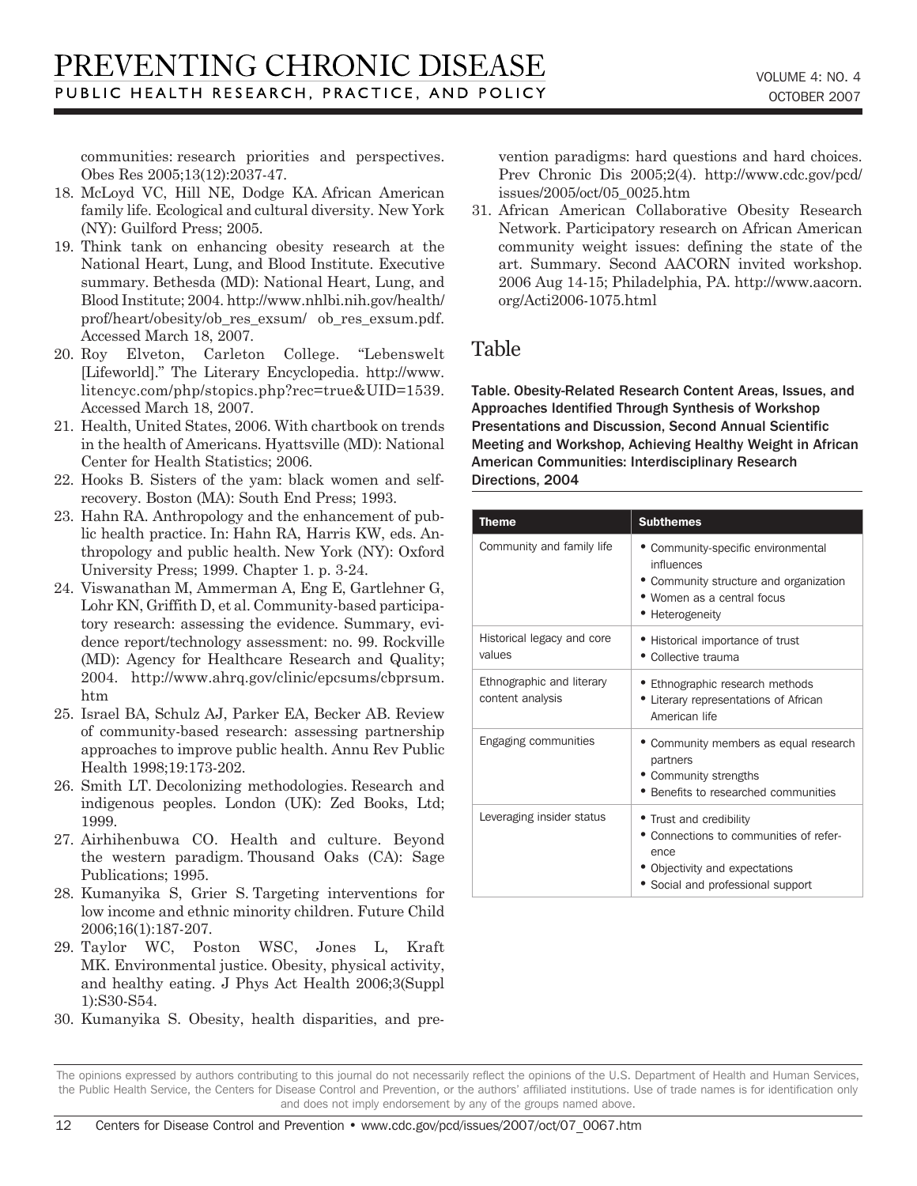communities: research priorities and perspectives. Obes Res 2005;13(12):2037-47.

18. McLoyd VC, Hill NE, Dodge KA. African American family life. Ecological and cultural diversity. New York (NY): Guilford Press; 2005.
19. Think tank on enhancing obesity research at the National Heart, Lung, and Blood Institute. Executive summary. Bethesda (MD): National Heart, Lung, and Blood Institute; 2004. http://www.nhlbi.nih.gov/health/prof/heart/obesity/ob_res_exsum/ ob_res_exsum.pdf. Accessed March 18, 2007.
20. Roy Elveton, Carleton College. "Lebenswelt [Lifeworld]." The Literary Encyclopedia. http://www.litencyc.com/php/stopics.php?rec=true&UID=1539. Accessed March 18, 2007.
21. Health, United States, 2006. With chartbook on trends in the health of Americans. Hyattsville (MD): National Center for Health Statistics; 2006.
22. Hooks B. Sisters of the yam: black women and self-recovery. Boston (MA): South End Press; 1993.
23. Hahn RA. Anthropology and the enhancement of public health practice. In: Hahn RA, Harris KW, eds. Anthropology and public health. New York (NY): Oxford University Press; 1999. Chapter 1. p. 3-24.
24. Viswanathan M, Ammerman A, Eng E, Gartlehner G, Lohr KN, Griffith D, et al. Community-based participatory research: assessing the evidence. Summary, evidence report/technology assessment: no. 99. Rockville (MD): Agency for Healthcare Research and Quality; 2004. http://www.ahrq.gov/clinic/epcsums/cbprsum.htm
25. Israel BA, Schulz AJ, Parker EA, Becker AB. Review of community-based research: assessing partnership approaches to improve public health. Annu Rev Public Health 1998;19:173-202.
26. Smith LT. Decolonizing methodologies. Research and indigenous peoples. London (UK): Zed Books, Ltd; 1999.
27. Airhihenbuwa CO. Health and culture. Beyond the western paradigm. Thousand Oaks (CA): Sage Publications; 1995.
28. Kumanyika S, Grier S. Targeting interventions for low income and ethnic minority children. Future Child 2006;16(1):187-207.
29. Taylor WC, Poston WSC, Jones L, Kraft MK. Environmental justice. Obesity, physical activity, and healthy eating. J Phys Act Health 2006;3(Suppl 1):S30-S54.
30. Kumanyika S. Obesity, health disparities, and prevention paradigms: hard questions and hard choices. Prev Chronic Dis 2005;2(4). http://www.cdc.gov/pcd/issues/2005/oct/05_0025.htm
31. African American Collaborative Obesity Research Network. Participatory research on African American community weight issues: defining the state of the art. Summary. Second AACORN invited workshop. 2006 Aug 14-15; Philadelphia, PA. http://www.aacorn.org/Acti2006-1075.html

## Table

**Table. Obesity-Related Research Content Areas, Issues, and Approaches Identified Through Synthesis of Workshop Presentations and Discussion, Second Annual Scientific Meeting and Workshop, Achieving Healthy Weight in African American Communities: Interdisciplinary Research Directions, 2004**

| Theme | Subthemes |
|---|---|
| Community and family life | • Community-specific environmental influences<br>• Community structure and organization<br>• Women as a central focus<br>• Heterogeneity |
| Historical legacy and core values | • Historical importance of trust<br>• Collective trauma |
| Ethnographic and literary content analysis | • Ethnographic research methods<br>• Literary representations of African American life |
| Engaging communities | • Community members as equal research partners<br>• Community strengths<br>• Benefits to researched communities |
| Leveraging insider status | • Trust and credibility<br>• Connections to communities of reference<br>• Objectivity and expectations<br>• Social and professional support |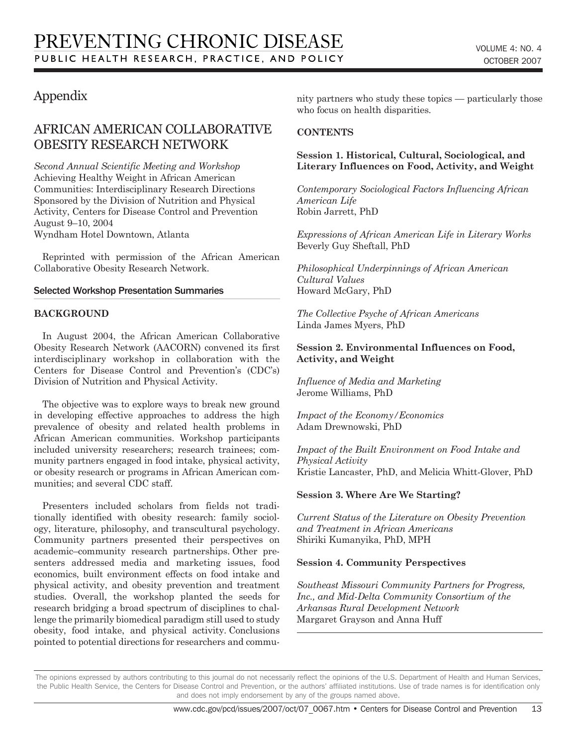# Appendix

## AFRICAN AMERICAN COLLABORATIVE OBESITY RESEARCH NETWORK

*Second Annual Scientific Meeting and Workshop*
Achieving Healthy Weight in African American Communities: Interdisciplinary Research Directions
Sponsored by the Division of Nutrition and Physical Activity, Centers for Disease Control and Prevention
August 9–10, 2004
Wyndham Hotel Downtown, Atlanta

Reprinted with permission of the African American Collaborative Obesity Research Network.

### Selected Workshop Presentation Summaries

**BACKGROUND**

In August 2004, the African American Collaborative Obesity Research Network (AACORN) convened its first interdisciplinary workshop in collaboration with the Centers for Disease Control and Prevention's (CDC's) Division of Nutrition and Physical Activity.

The objective was to explore ways to break new ground in developing effective approaches to address the high prevalence of obesity and related health problems in African American communities. Workshop participants included university researchers; research trainees; community partners engaged in food intake, physical activity, or obesity research or programs in African American communities; and several CDC staff.

Presenters included scholars from fields not traditionally identified with obesity research: family sociology, literature, philosophy, and transcultural psychology. Community partners presented their perspectives on academic–community research partnerships. Other presenters addressed media and marketing issues, food economics, built environment effects on food intake and physical activity, and obesity prevention and treatment studies. Overall, the workshop planted the seeds for research bridging a broad spectrum of disciplines to challenge the primarily biomedical paradigm still used to study obesity, food intake, and physical activity. Conclusions pointed to potential directions for researchers and community partners who study these topics — particularly those who focus on health disparities.

**CONTENTS**

**Session 1. Historical, Cultural, Sociological, and Literary Influences on Food, Activity, and Weight**

*Contemporary Sociological Factors Influencing African American Life*
Robin Jarrett, PhD

*Expressions of African American Life in Literary Works*
Beverly Guy Sheftall, PhD

*Philosophical Underpinnings of African American Cultural Values*
Howard McGary, PhD

*The Collective Psyche of African Americans*
Linda James Myers, PhD

**Session 2. Environmental Influences on Food, Activity, and Weight**

*Influence of Media and Marketing*
Jerome Williams, PhD

*Impact of the Economy/Economics*
Adam Drewnowski, PhD

*Impact of the Built Environment on Food Intake and Physical Activity*
Kristie Lancaster, PhD, and Melicia Whitt-Glover, PhD

**Session 3. Where Are We Starting?**

*Current Status of the Literature on Obesity Prevention and Treatment in African Americans*
Shiriki Kumanyika, PhD, MPH

**Session 4. Community Perspectives**

*Southeast Missouri Community Partners for Progress, Inc., and Mid-Delta Community Consortium of the Arkansas Rural Development Network*
Margaret Grayson and Anna Huff

---

The opinions expressed by authors contributing to this journal do not necessarily reflect the opinions of the U.S. Department of Health and Human Services, the Public Health Service, the Centers for Disease Control and Prevention, or the authors' affiliated institutions. Use of trade names is for identification only and does not imply endorsement by any of the groups named above.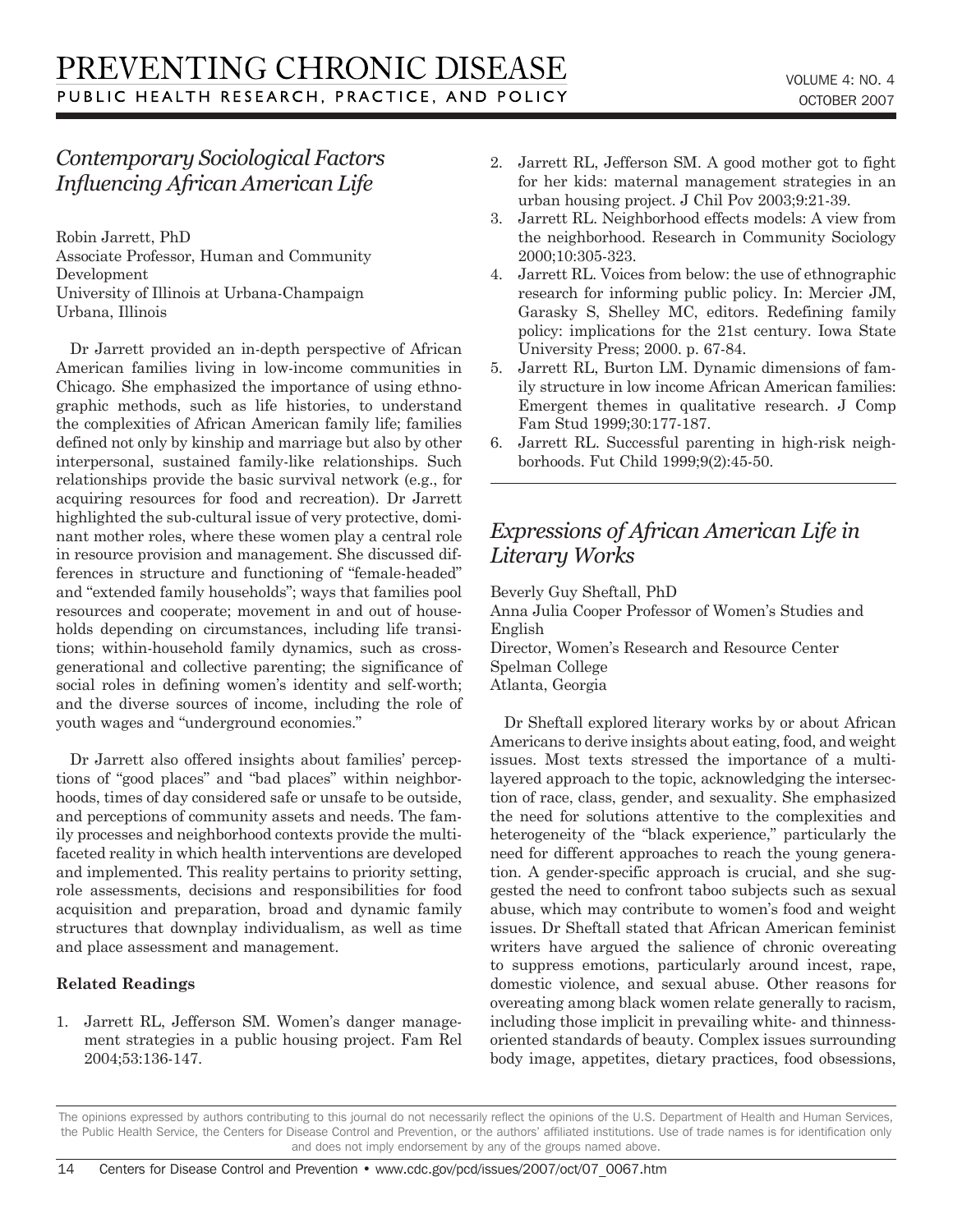## *Contemporary Sociological Factors Influencing African American Life*

Robin Jarrett, PhD
Associate Professor, Human and Community Development
University of Illinois at Urbana-Champaign
Urbana, Illinois

Dr Jarrett provided an in-depth perspective of African American families living in low-income communities in Chicago. She emphasized the importance of using ethnographic methods, such as life histories, to understand the complexities of African American family life; families defined not only by kinship and marriage but also by other interpersonal, sustained family-like relationships. Such relationships provide the basic survival network (e.g., for acquiring resources for food and recreation). Dr Jarrett highlighted the sub-cultural issue of very protective, dominant mother roles, where these women play a central role in resource provision and management. She discussed differences in structure and functioning of "female-headed" and "extended family households"; ways that families pool resources and cooperate; movement in and out of households depending on circumstances, including life transitions; within-household family dynamics, such as cross-generational and collective parenting; the significance of social roles in defining women's identity and self-worth; and the diverse sources of income, including the role of youth wages and "underground economies."

Dr Jarrett also offered insights about families' perceptions of "good places" and "bad places" within neighborhoods, times of day considered safe or unsafe to be outside, and perceptions of community assets and needs. The family processes and neighborhood contexts provide the multifaceted reality in which health interventions are developed and implemented. This reality pertains to priority setting, role assessments, decisions and responsibilities for food acquisition and preparation, broad and dynamic family structures that downplay individualism, as well as time and place assessment and management.

### Related Readings

1. Jarrett RL, Jefferson SM. Women's danger management strategies in a public housing project. Fam Rel 2004;53:136-147.
2. Jarrett RL, Jefferson SM. A good mother got to fight for her kids: maternal management strategies in an urban housing project. J Chil Pov 2003;9:21-39.
3. Jarrett RL. Neighborhood effects models: A view from the neighborhood. Research in Community Sociology 2000;10:305-323.
4. Jarrett RL. Voices from below: the use of ethnographic research for informing public policy. In: Mercier JM, Garasky S, Shelley MC, editors. Redefining family policy: implications for the 21st century. Iowa State University Press; 2000. p. 67-84.
5. Jarrett RL, Burton LM. Dynamic dimensions of family structure in low income African American families: Emergent themes in qualitative research. J Comp Fam Stud 1999;30:177-187.
6. Jarrett RL. Successful parenting in high-risk neighborhoods. Fut Child 1999;9(2):45-50.

## *Expressions of African American Life in Literary Works*

Beverly Guy Sheftall, PhD
Anna Julia Cooper Professor of Women's Studies and English
Director, Women's Research and Resource Center
Spelman College
Atlanta, Georgia

Dr Sheftall explored literary works by or about African Americans to derive insights about eating, food, and weight issues. Most texts stressed the importance of a multilayered approach to the topic, acknowledging the intersection of race, class, gender, and sexuality. She emphasized the need for solutions attentive to the complexities and heterogeneity of the "black experience," particularly the need for different approaches to reach the young generation. A gender-specific approach is crucial, and she suggested the need to confront taboo subjects such as sexual abuse, which may contribute to women's food and weight issues. Dr Sheftall stated that African American feminist writers have argued the salience of chronic overeating to suppress emotions, particularly around incest, rape, domestic violence, and sexual abuse. Other reasons for overeating among black women relate generally to racism, including those implicit in prevailing white- and thinness-oriented standards of beauty. Complex issues surrounding body image, appetites, dietary practices, food obsessions,

The opinions expressed by authors contributing to this journal do not necessarily reflect the opinions of the U.S. Department of Health and Human Services, the Public Health Service, the Centers for Disease Control and Prevention, or the authors' affiliated institutions. Use of trade names is for identification only and does not imply endorsement by any of the groups named above.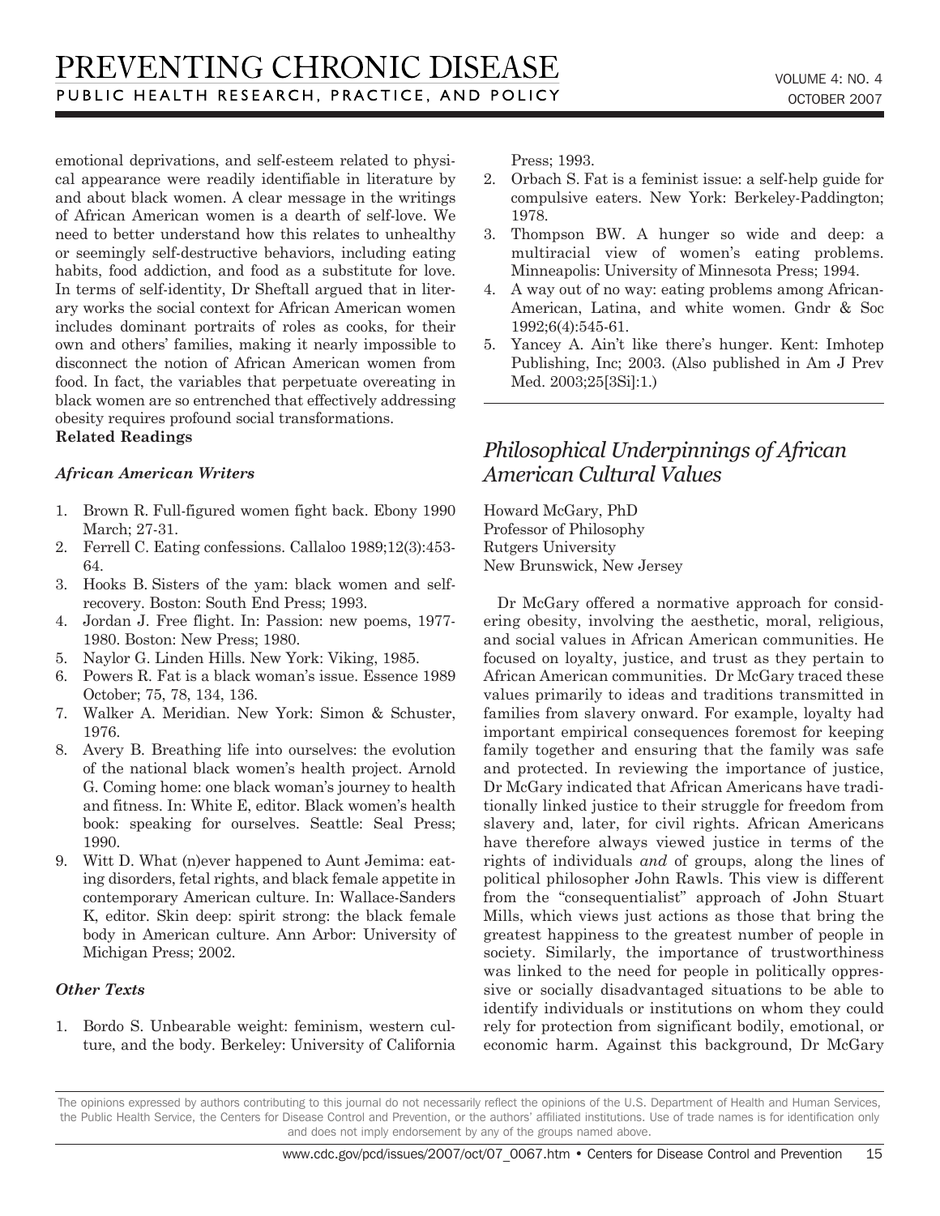emotional deprivations, and self-esteem related to physical appearance were readily identifiable in literature by and about black women. A clear message in the writings of African American women is a dearth of self-love. We need to better understand how this relates to unhealthy or seemingly self-destructive behaviors, including eating habits, food addiction, and food as a substitute for love. In terms of self-identity, Dr Sheftall argued that in literary works the social context for African American women includes dominant portraits of roles as cooks, for their own and others' families, making it nearly impossible to disconnect the notion of African American women from food. In fact, the variables that perpetuate overeating in black women are so entrenched that effectively addressing obesity requires profound social transformations.

**Related Readings**

***African American Writers***

1. Brown R. Full-figured women fight back. Ebony 1990 March; 27-31.
2. Ferrell C. Eating confessions. Callaloo 1989;12(3):453-64.
3. Hooks B. Sisters of the yam: black women and self-recovery. Boston: South End Press; 1993.
4. Jordan J. Free flight. In: Passion: new poems, 1977-1980. Boston: New Press; 1980.
5. Naylor G. Linden Hills. New York: Viking, 1985.
6. Powers R. Fat is a black woman's issue. Essence 1989 October; 75, 78, 134, 136.
7. Walker A. Meridian. New York: Simon & Schuster, 1976.
8. Avery B. Breathing life into ourselves: the evolution of the national black women's health project. Arnold G. Coming home: one black woman's journey to health and fitness. In: White E, editor. Black women's health book: speaking for ourselves. Seattle: Seal Press; 1990.
9. Witt D. What (n)ever happened to Aunt Jemima: eating disorders, fetal rights, and black female appetite in contemporary American culture. In: Wallace-Sanders K, editor. Skin deep: spirit strong: the black female body in American culture. Ann Arbor: University of Michigan Press; 2002.

***Other Texts***

1. Bordo S. Unbearable weight: feminism, western culture, and the body. Berkeley: University of California Press; 1993.
2. Orbach S. Fat is a feminist issue: a self-help guide for compulsive eaters. New York: Berkeley-Paddington; 1978.
3. Thompson BW. A hunger so wide and deep: a multiracial view of women's eating problems. Minneapolis: University of Minnesota Press; 1994.
4. A way out of no way: eating problems among African-American, Latina, and white women. Gndr & Soc 1992;6(4):545-61.
5. Yancey A. Ain't like there's hunger. Kent: Imhotep Publishing, Inc; 2003. (Also published in Am J Prev Med. 2003;25[3Si]:1.)

## *Philosophical Underpinnings of African American Cultural Values*

Howard McGary, PhD
Professor of Philosophy
Rutgers University
New Brunswick, New Jersey

Dr McGary offered a normative approach for considering obesity, involving the aesthetic, moral, religious, and social values in African American communities. He focused on loyalty, justice, and trust as they pertain to African American communities. Dr McGary traced these values primarily to ideas and traditions transmitted in families from slavery onward. For example, loyalty had important empirical consequences foremost for keeping family together and ensuring that the family was safe and protected. In reviewing the importance of justice, Dr McGary indicated that African Americans have traditionally linked justice to their struggle for freedom from slavery and, later, for civil rights. African Americans have therefore always viewed justice in terms of the rights of individuals *and* of groups, along the lines of political philosopher John Rawls. This view is different from the "consequentialist" approach of John Stuart Mills, which views just actions as those that bring the greatest happiness to the greatest number of people in society. Similarly, the importance of trustworthiness was linked to the need for people in politically oppressive or socially disadvantaged situations to be able to identify individuals or institutions on whom they could rely for protection from significant bodily, emotional, or economic harm. Against this background, Dr McGary

The opinions expressed by authors contributing to this journal do not necessarily reflect the opinions of the U.S. Department of Health and Human Services, the Public Health Service, the Centers for Disease Control and Prevention, or the authors' affiliated institutions. Use of trade names is for identification only and does not imply endorsement by any of the groups named above.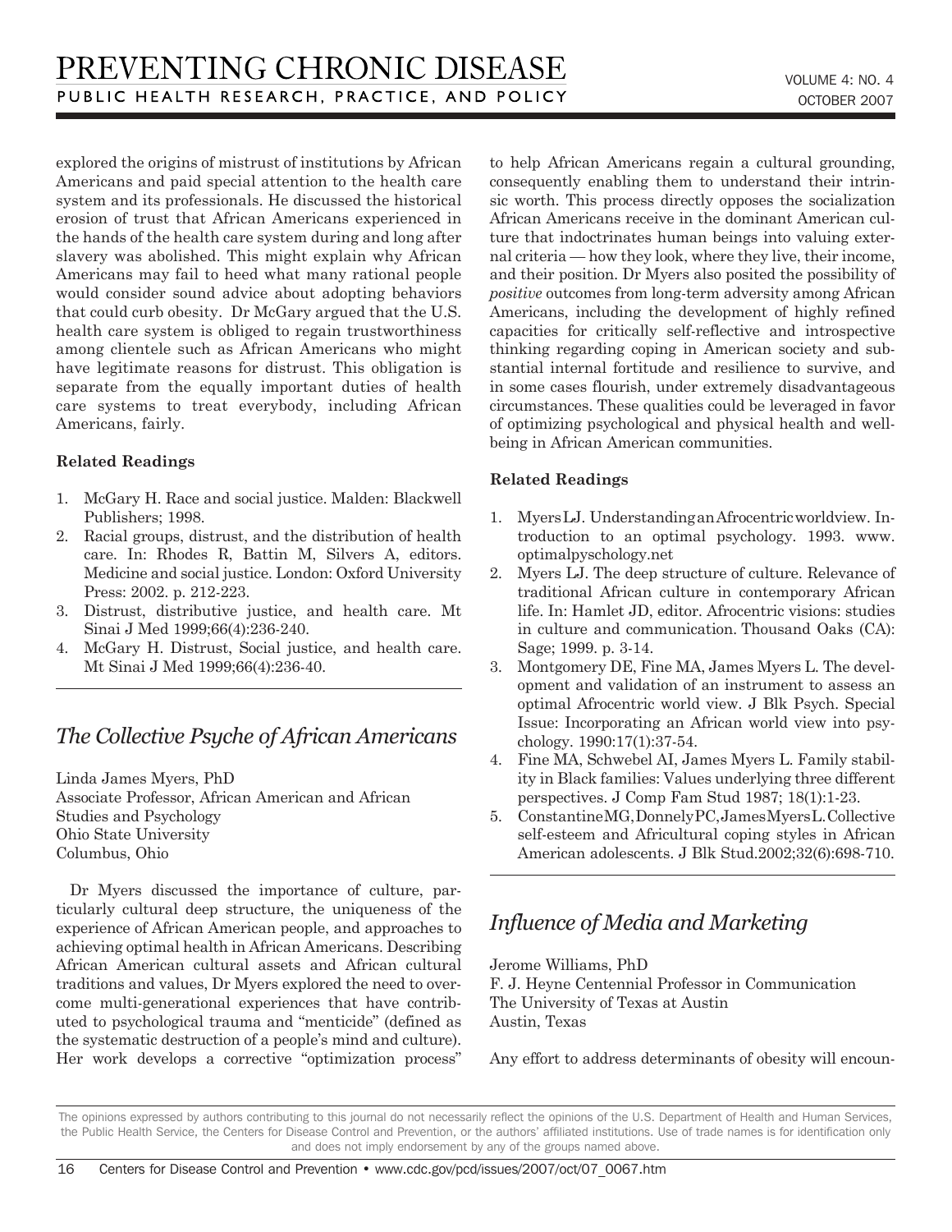explored the origins of mistrust of institutions by African Americans and paid special attention to the health care system and its professionals. He discussed the historical erosion of trust that African Americans experienced in the hands of the health care system during and long after slavery was abolished. This might explain why African Americans may fail to heed what many rational people would consider sound advice about adopting behaviors that could curb obesity. Dr McGary argued that the U.S. health care system is obliged to regain trustworthiness among clientele such as African Americans who might have legitimate reasons for distrust. This obligation is separate from the equally important duties of health care systems to treat everybody, including African Americans, fairly.

**Related Readings**

1. McGary H. Race and social justice. Malden: Blackwell Publishers; 1998.
2. Racial groups, distrust, and the distribution of health care. In: Rhodes R, Battin M, Silvers A, editors. Medicine and social justice. London: Oxford University Press: 2002. p. 212-223.
3. Distrust, distributive justice, and health care. Mt Sinai J Med 1999;66(4):236-240.
4. McGary H. Distrust, Social justice, and health care. Mt Sinai J Med 1999;66(4):236-40.

## *The Collective Psyche of African Americans*

Linda James Myers, PhD
Associate Professor, African American and African Studies and Psychology
Ohio State University
Columbus, Ohio

Dr Myers discussed the importance of culture, particularly cultural deep structure, the uniqueness of the experience of African American people, and approaches to achieving optimal health in African Americans. Describing African American cultural assets and African cultural traditions and values, Dr Myers explored the need to overcome multi-generational experiences that have contributed to psychological trauma and "menticide" (defined as the systematic destruction of a people's mind and culture). Her work develops a corrective "optimization process" to help African Americans regain a cultural grounding, consequently enabling them to understand their intrinsic worth. This process directly opposes the socialization African Americans receive in the dominant American culture that indoctrinates human beings into valuing external criteria — how they look, where they live, their income, and their position. Dr Myers also posited the possibility of *positive* outcomes from long-term adversity among African Americans, including the development of highly refined capacities for critically self-reflective and introspective thinking regarding coping in American society and substantial internal fortitude and resilience to survive, and in some cases flourish, under extremely disadvantageous circumstances. These qualities could be leveraged in favor of optimizing psychological and physical health and well-being in African American communities.

**Related Readings**

1. Myers LJ. Understanding an Afrocentric worldview. Introduction to an optimal psychology. 1993. www.optimalpyschology.net
2. Myers LJ. The deep structure of culture. Relevance of traditional African culture in contemporary African life. In: Hamlet JD, editor. Afrocentric visions: studies in culture and communication. Thousand Oaks (CA): Sage; 1999. p. 3-14.
3. Montgomery DE, Fine MA, James Myers L. The development and validation of an instrument to assess an optimal Afrocentric world view. J Blk Psych. Special Issue: Incorporating an African world view into psychology. 1990:17(1):37-54.
4. Fine MA, Schwebel AI, James Myers L. Family stability in Black families: Values underlying three different perspectives. J Comp Fam Stud 1987; 18(1):1-23.
5. Constantine MG, Donnely PC, James Myers L. Collective self-esteem and Africultural coping styles in African American adolescents. J Blk Stud.2002;32(6):698-710.

## *Influence of Media and Marketing*

Jerome Williams, PhD
F. J. Heyne Centennial Professor in Communication
The University of Texas at Austin
Austin, Texas

Any effort to address determinants of obesity will encoun-

The opinions expressed by authors contributing to this journal do not necessarily reflect the opinions of the U.S. Department of Health and Human Services, the Public Health Service, the Centers for Disease Control and Prevention, or the authors' affiliated institutions. Use of trade names is for identification only and does not imply endorsement by any of the groups named above.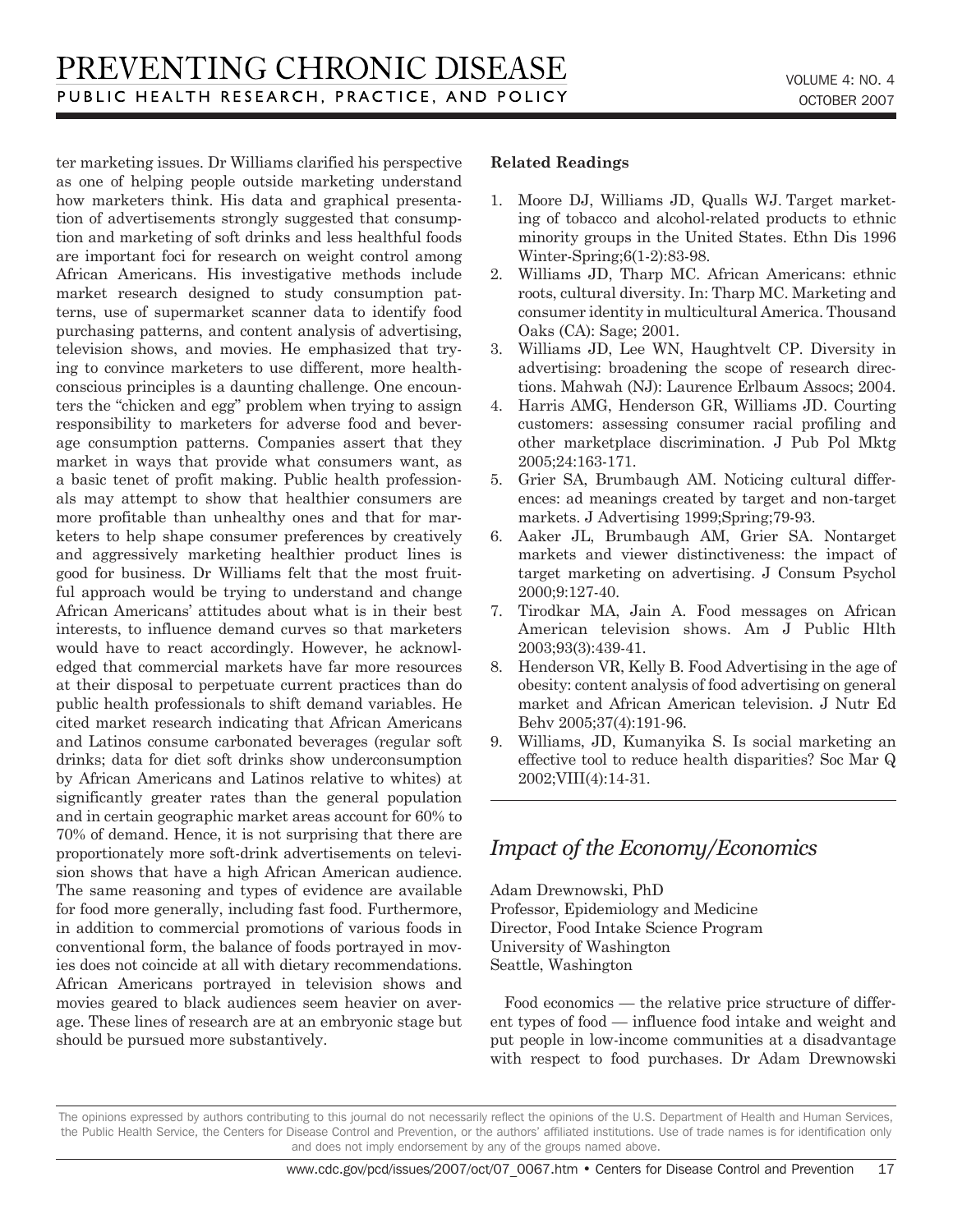ter marketing issues. Dr Williams clarified his perspective as one of helping people outside marketing understand how marketers think. His data and graphical presentation of advertisements strongly suggested that consumption and marketing of soft drinks and less healthful foods are important foci for research on weight control among African Americans. His investigative methods include market research designed to study consumption patterns, use of supermarket scanner data to identify food purchasing patterns, and content analysis of advertising, television shows, and movies. He emphasized that trying to convince marketers to use different, more health-conscious principles is a daunting challenge. One encounters the "chicken and egg" problem when trying to assign responsibility to marketers for adverse food and beverage consumption patterns. Companies assert that they market in ways that provide what consumers want, as a basic tenet of profit making. Public health professionals may attempt to show that healthier consumers are more profitable than unhealthy ones and that for marketers to help shape consumer preferences by creatively and aggressively marketing healthier product lines is good for business. Dr Williams felt that the most fruitful approach would be trying to understand and change African Americans' attitudes about what is in their best interests, to influence demand curves so that marketers would have to react accordingly. However, he acknowledged that commercial markets have far more resources at their disposal to perpetuate current practices than do public health professionals to shift demand variables. He cited market research indicating that African Americans and Latinos consume carbonated beverages (regular soft drinks; data for diet soft drinks show underconsumption by African Americans and Latinos relative to whites) at significantly greater rates than the general population and in certain geographic market areas account for 60% to 70% of demand. Hence, it is not surprising that there are proportionately more soft-drink advertisements on television shows that have a high African American audience. The same reasoning and types of evidence are available for food more generally, including fast food. Furthermore, in addition to commercial promotions of various foods in conventional form, the balance of foods portrayed in movies does not coincide at all with dietary recommendations. African Americans portrayed in television shows and movies geared to black audiences seem heavier on average. These lines of research are at an embryonic stage but should be pursued more substantively.

**Related Readings**

1. Moore DJ, Williams JD, Qualls WJ. Target marketing of tobacco and alcohol-related products to ethnic minority groups in the United States. Ethn Dis 1996 Winter-Spring;6(1-2):83-98.
2. Williams JD, Tharp MC. African Americans: ethnic roots, cultural diversity. In: Tharp MC. Marketing and consumer identity in multicultural America. Thousand Oaks (CA): Sage; 2001.
3. Williams JD, Lee WN, Haughtvelt CP. Diversity in advertising: broadening the scope of research directions. Mahwah (NJ): Laurence Erlbaum Assocs; 2004.
4. Harris AMG, Henderson GR, Williams JD. Courting customers: assessing consumer racial profiling and other marketplace discrimination. J Pub Pol Mktg 2005;24:163-171.
5. Grier SA, Brumbaugh AM. Noticing cultural differences: ad meanings created by target and non-target markets. J Advertising 1999;Spring;79-93.
6. Aaker JL, Brumbaugh AM, Grier SA. Nontarget markets and viewer distinctiveness: the impact of target marketing on advertising. J Consum Psychol 2000;9:127-40.
7. Tirodkar MA, Jain A. Food messages on African American television shows. Am J Public Hlth 2003;93(3):439-41.
8. Henderson VR, Kelly B. Food Advertising in the age of obesity: content analysis of food advertising on general market and African American television. J Nutr Ed Behv 2005;37(4):191-96.
9. Williams, JD, Kumanyika S. Is social marketing an effective tool to reduce health disparities? Soc Mar Q 2002;VIII(4):14-31.

## *Impact of the Economy/Economics*

Adam Drewnowski, PhD
Professor, Epidemiology and Medicine
Director, Food Intake Science Program
University of Washington
Seattle, Washington

Food economics — the relative price structure of different types of food — influence food intake and weight and put people in low-income communities at a disadvantage with respect to food purchases. Dr Adam Drewnowski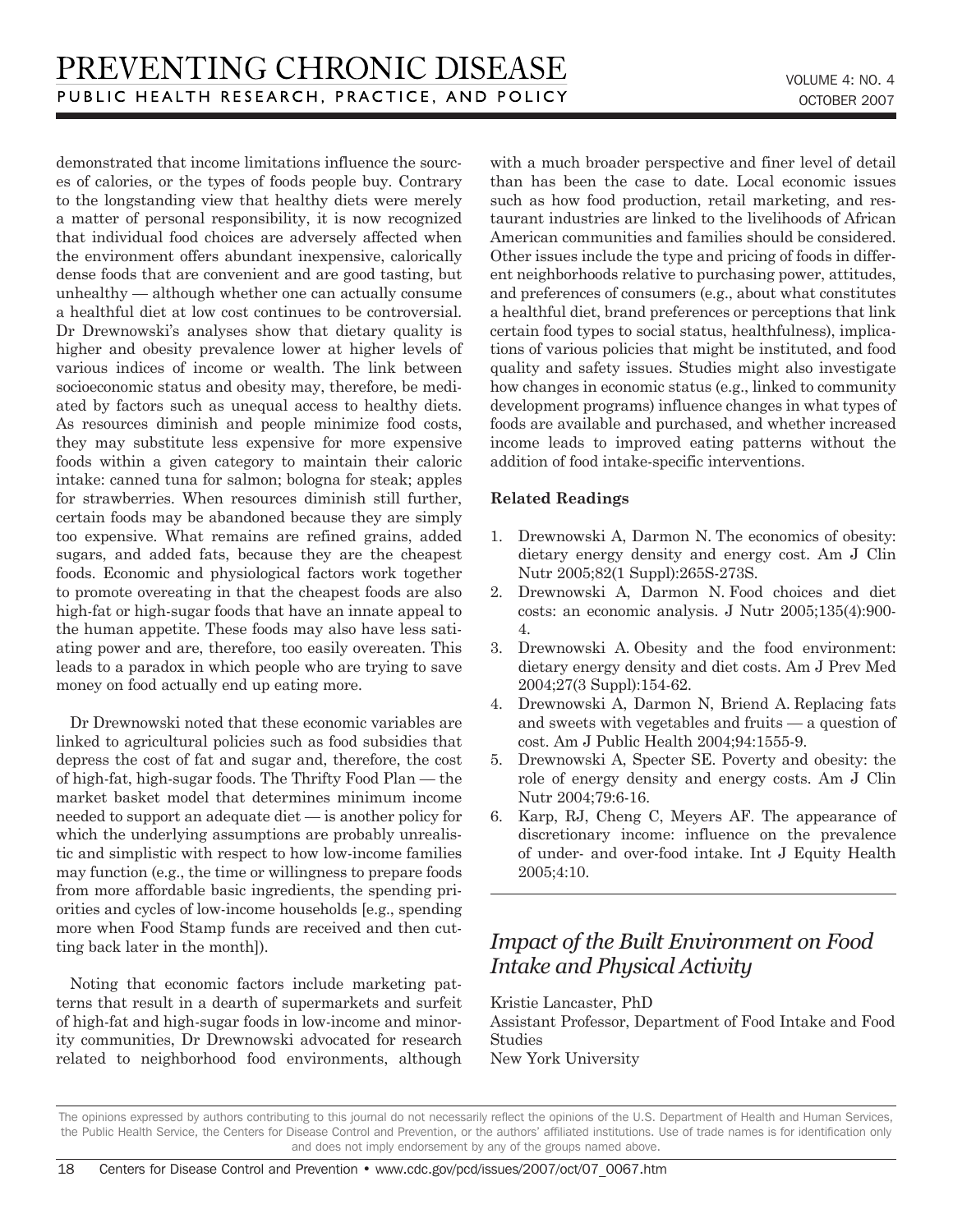demonstrated that income limitations influence the sources of calories, or the types of foods people buy. Contrary to the longstanding view that healthy diets were merely a matter of personal responsibility, it is now recognized that individual food choices are adversely affected when the environment offers abundant inexpensive, calorically dense foods that are convenient and are good tasting, but unhealthy — although whether one can actually consume a healthful diet at low cost continues to be controversial. Dr Drewnowski's analyses show that dietary quality is higher and obesity prevalence lower at higher levels of various indices of income or wealth. The link between socioeconomic status and obesity may, therefore, be mediated by factors such as unequal access to healthy diets. As resources diminish and people minimize food costs, they may substitute less expensive for more expensive foods within a given category to maintain their caloric intake: canned tuna for salmon; bologna for steak; apples for strawberries. When resources diminish still further, certain foods may be abandoned because they are simply too expensive. What remains are refined grains, added sugars, and added fats, because they are the cheapest foods. Economic and physiological factors work together to promote overeating in that the cheapest foods are also high-fat or high-sugar foods that have an innate appeal to the human appetite. These foods may also have less satiating power and are, therefore, too easily overeaten. This leads to a paradox in which people who are trying to save money on food actually end up eating more.

Dr Drewnowski noted that these economic variables are linked to agricultural policies such as food subsidies that depress the cost of fat and sugar and, therefore, the cost of high-fat, high-sugar foods. The Thrifty Food Plan — the market basket model that determines minimum income needed to support an adequate diet — is another policy for which the underlying assumptions are probably unrealistic and simplistic with respect to how low-income families may function (e.g., the time or willingness to prepare foods from more affordable basic ingredients, the spending priorities and cycles of low-income households [e.g., spending more when Food Stamp funds are received and then cutting back later in the month]).

Noting that economic factors include marketing patterns that result in a dearth of supermarkets and surfeit of high-fat and high-sugar foods in low-income and minority communities, Dr Drewnowski advocated for research related to neighborhood food environments, although with a much broader perspective and finer level of detail than has been the case to date. Local economic issues such as how food production, retail marketing, and restaurant industries are linked to the livelihoods of African American communities and families should be considered. Other issues include the type and pricing of foods in different neighborhoods relative to purchasing power, attitudes, and preferences of consumers (e.g., about what constitutes a healthful diet, brand preferences or perceptions that link certain food types to social status, healthfulness), implications of various policies that might be instituted, and food quality and safety issues. Studies might also investigate how changes in economic status (e.g., linked to community development programs) influence changes in what types of foods are available and purchased, and whether increased income leads to improved eating patterns without the addition of food intake-specific interventions.

**Related Readings**

1. Drewnowski A, Darmon N. The economics of obesity: dietary energy density and energy cost. Am J Clin Nutr 2005;82(1 Suppl):265S-273S.
2. Drewnowski A, Darmon N. Food choices and diet costs: an economic analysis. J Nutr 2005;135(4):900-4.
3. Drewnowski A. Obesity and the food environment: dietary energy density and diet costs. Am J Prev Med 2004;27(3 Suppl):154-62.
4. Drewnowski A, Darmon N, Briend A. Replacing fats and sweets with vegetables and fruits — a question of cost. Am J Public Health 2004;94:1555-9.
5. Drewnowski A, Specter SE. Poverty and obesity: the role of energy density and energy costs. Am J Clin Nutr 2004;79:6-16.
6. Karp, RJ, Cheng C, Meyers AF. The appearance of discretionary income: influence on the prevalence of under- and over-food intake. Int J Equity Health 2005;4:10.

## *Impact of the Built Environment on Food Intake and Physical Activity*

Kristie Lancaster, PhD
Assistant Professor, Department of Food Intake and Food Studies
New York University

The opinions expressed by authors contributing to this journal do not necessarily reflect the opinions of the U.S. Department of Health and Human Services, the Public Health Service, the Centers for Disease Control and Prevention, or the authors' affiliated institutions. Use of trade names is for identification only and does not imply endorsement by any of the groups named above.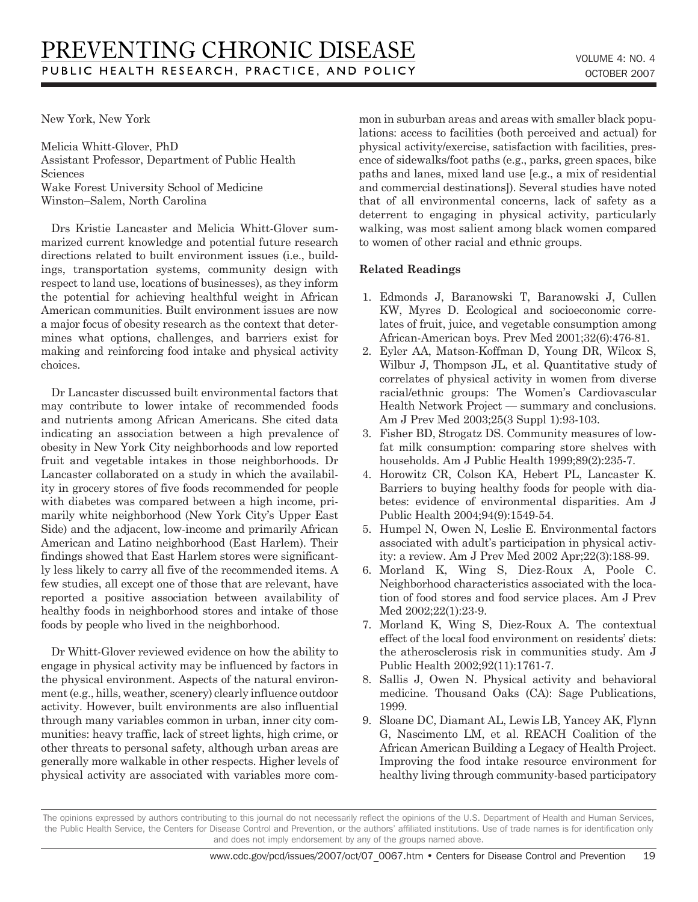New York, New York

Melicia Whitt-Glover, PhD
Assistant Professor, Department of Public Health Sciences
Wake Forest University School of Medicine
Winston–Salem, North Carolina

Drs Kristie Lancaster and Melicia Whitt-Glover summarized current knowledge and potential future research directions related to built environment issues (i.e., buildings, transportation systems, community design with respect to land use, locations of businesses), as they inform the potential for achieving healthful weight in African American communities. Built environment issues are now a major focus of obesity research as the context that determines what options, challenges, and barriers exist for making and reinforcing food intake and physical activity choices.

Dr Lancaster discussed built environmental factors that may contribute to lower intake of recommended foods and nutrients among African Americans. She cited data indicating an association between a high prevalence of obesity in New York City neighborhoods and low reported fruit and vegetable intakes in those neighborhoods. Dr Lancaster collaborated on a study in which the availability in grocery stores of five foods recommended for people with diabetes was compared between a high income, primarily white neighborhood (New York City's Upper East Side) and the adjacent, low-income and primarily African American and Latino neighborhood (East Harlem). Their findings showed that East Harlem stores were significantly less likely to carry all five of the recommended items. A few studies, all except one of those that are relevant, have reported a positive association between availability of healthy foods in neighborhood stores and intake of those foods by people who lived in the neighborhood.

Dr Whitt-Glover reviewed evidence on how the ability to engage in physical activity may be influenced by factors in the physical environment. Aspects of the natural environment (e.g., hills, weather, scenery) clearly influence outdoor activity. However, built environments are also influential through many variables common in urban, inner city communities: heavy traffic, lack of street lights, high crime, or other threats to personal safety, although urban areas are generally more walkable in other respects. Higher levels of physical activity are associated with variables more common in suburban areas and areas with smaller black populations: access to facilities (both perceived and actual) for physical activity/exercise, satisfaction with facilities, presence of sidewalks/foot paths (e.g., parks, green spaces, bike paths and lanes, mixed land use [e.g., a mix of residential and commercial destinations]). Several studies have noted that of all environmental concerns, lack of safety as a deterrent to engaging in physical activity, particularly walking, was most salient among black women compared to women of other racial and ethnic groups.

### Related Readings

1. Edmonds J, Baranowski T, Baranowski J, Cullen KW, Myres D. Ecological and socioeconomic correlates of fruit, juice, and vegetable consumption among African-American boys. Prev Med 2001;32(6):476-81.
2. Eyler AA, Matson-Koffman D, Young DR, Wilcox S, Wilbur J, Thompson JL, et al. Quantitative study of correlates of physical activity in women from diverse racial/ethnic groups: The Women's Cardiovascular Health Network Project — summary and conclusions. Am J Prev Med 2003;25(3 Suppl 1):93-103.
3. Fisher BD, Strogatz DS. Community measures of low-fat milk consumption: comparing store shelves with households. Am J Public Health 1999;89(2):235-7.
4. Horowitz CR, Colson KA, Hebert PL, Lancaster K. Barriers to buying healthy foods for people with diabetes: evidence of environmental disparities. Am J Public Health 2004;94(9):1549-54.
5. Humpel N, Owen N, Leslie E. Environmental factors associated with adult's participation in physical activity: a review. Am J Prev Med 2002 Apr;22(3):188-99.
6. Morland K, Wing S, Diez-Roux A, Poole C. Neighborhood characteristics associated with the location of food stores and food service places. Am J Prev Med 2002;22(1):23-9.
7. Morland K, Wing S, Diez-Roux A. The contextual effect of the local food environment on residents' diets: the atherosclerosis risk in communities study. Am J Public Health 2002;92(11):1761-7.
8. Sallis J, Owen N. Physical activity and behavioral medicine. Thousand Oaks (CA): Sage Publications, 1999.
9. Sloane DC, Diamant AL, Lewis LB, Yancey AK, Flynn G, Nascimento LM, et al. REACH Coalition of the African American Building a Legacy of Health Project. Improving the food intake resource environment for healthy living through community-based participatory

The opinions expressed by authors contributing to this journal do not necessarily reflect the opinions of the U.S. Department of Health and Human Services, the Public Health Service, the Centers for Disease Control and Prevention, or the authors' affiliated institutions. Use of trade names is for identification only and does not imply endorsement by any of the groups named above.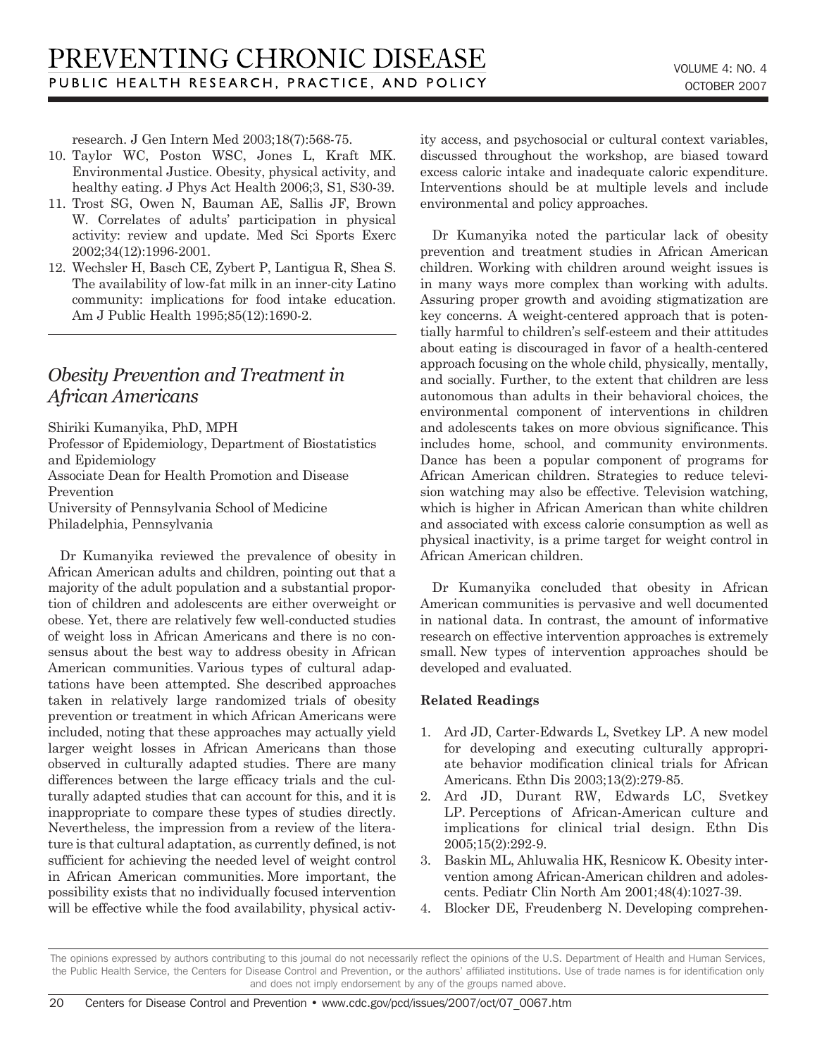research. J Gen Intern Med 2003;18(7):568-75.

10. Taylor WC, Poston WSC, Jones L, Kraft MK. Environmental Justice. Obesity, physical activity, and healthy eating. J Phys Act Health 2006;3, S1, S30-39.
11. Trost SG, Owen N, Bauman AE, Sallis JF, Brown W. Correlates of adults' participation in physical activity: review and update. Med Sci Sports Exerc 2002;34(12):1996-2001.
12. Wechsler H, Basch CE, Zybert P, Lantigua R, Shea S. The availability of low-fat milk in an inner-city Latino community: implications for food intake education. Am J Public Health 1995;85(12):1690-2.

## *Obesity Prevention and Treatment in African Americans*

Shiriki Kumanyika, PhD, MPH
Professor of Epidemiology, Department of Biostatistics and Epidemiology
Associate Dean for Health Promotion and Disease Prevention
University of Pennsylvania School of Medicine
Philadelphia, Pennsylvania

Dr Kumanyika reviewed the prevalence of obesity in African American adults and children, pointing out that a majority of the adult population and a substantial proportion of children and adolescents are either overweight or obese. Yet, there are relatively few well-conducted studies of weight loss in African Americans and there is no consensus about the best way to address obesity in African American communities. Various types of cultural adaptations have been attempted. She described approaches taken in relatively large randomized trials of obesity prevention or treatment in which African Americans were included, noting that these approaches may actually yield larger weight losses in African Americans than those observed in culturally adapted studies. There are many differences between the large efficacy trials and the culturally adapted studies that can account for this, and it is inappropriate to compare these types of studies directly. Nevertheless, the impression from a review of the literature is that cultural adaptation, as currently defined, is not sufficient for achieving the needed level of weight control in African American communities. More important, the possibility exists that no individually focused intervention will be effective while the food availability, physical activity access, and psychosocial or cultural context variables, discussed throughout the workshop, are biased toward excess caloric intake and inadequate caloric expenditure. Interventions should be at multiple levels and include environmental and policy approaches.

Dr Kumanyika noted the particular lack of obesity prevention and treatment studies in African American children. Working with children around weight issues is in many ways more complex than working with adults. Assuring proper growth and avoiding stigmatization are key concerns. A weight-centered approach that is potentially harmful to children's self-esteem and their attitudes about eating is discouraged in favor of a health-centered approach focusing on the whole child, physically, mentally, and socially. Further, to the extent that children are less autonomous than adults in their behavioral choices, the environmental component of interventions in children and adolescents takes on more obvious significance. This includes home, school, and community environments. Dance has been a popular component of programs for African American children. Strategies to reduce television watching may also be effective. Television watching, which is higher in African American than white children and associated with excess calorie consumption as well as physical inactivity, is a prime target for weight control in African American children.

Dr Kumanyika concluded that obesity in African American communities is pervasive and well documented in national data. In contrast, the amount of informative research on effective intervention approaches is extremely small. New types of intervention approaches should be developed and evaluated.

**Related Readings**

1. Ard JD, Carter-Edwards L, Svetkey LP. A new model for developing and executing culturally appropriate behavior modification clinical trials for African Americans. Ethn Dis 2003;13(2):279-85.
2. Ard JD, Durant RW, Edwards LC, Svetkey LP. Perceptions of African-American culture and implications for clinical trial design. Ethn Dis 2005;15(2):292-9.
3. Baskin ML, Ahluwalia HK, Resnicow K. Obesity intervention among African-American children and adolescents. Pediatr Clin North Am 2001;48(4):1027-39.
4. Blocker DE, Freudenberg N. Developing comprehen-

The opinions expressed by authors contributing to this journal do not necessarily reflect the opinions of the U.S. Department of Health and Human Services, the Public Health Service, the Centers for Disease Control and Prevention, or the authors' affiliated institutions. Use of trade names is for identification only and does not imply endorsement by any of the groups named above.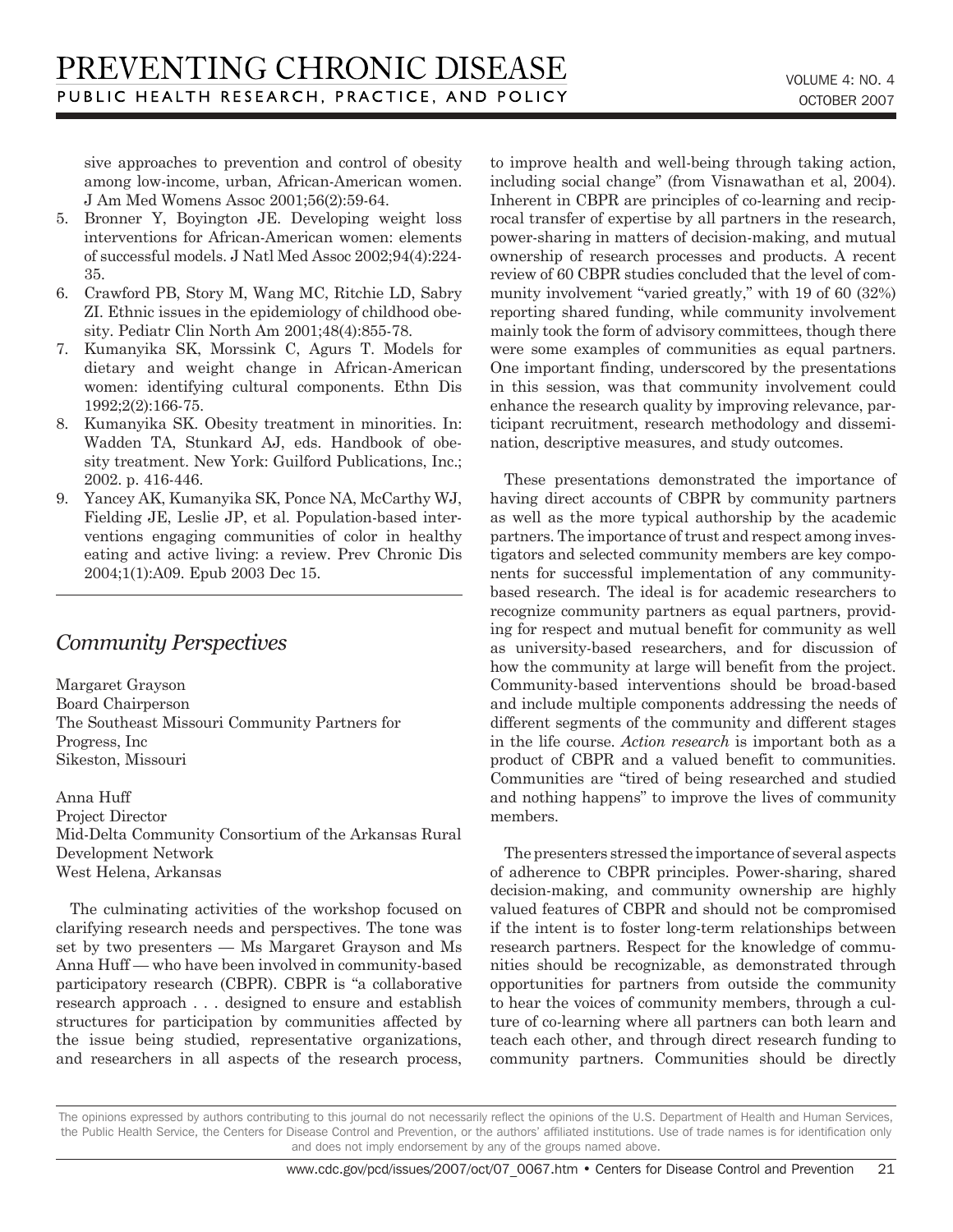sive approaches to prevention and control of obesity among low-income, urban, African-American women. J Am Med Womens Assoc 2001;56(2):59-64.

5. Bronner Y, Boyington JE. Developing weight loss interventions for African-American women: elements of successful models. J Natl Med Assoc 2002;94(4):224-35.
6. Crawford PB, Story M, Wang MC, Ritchie LD, Sabry ZI. Ethnic issues in the epidemiology of childhood obesity. Pediatr Clin North Am 2001;48(4):855-78.
7. Kumanyika SK, Morssink C, Agurs T. Models for dietary and weight change in African-American women: identifying cultural components. Ethn Dis 1992;2(2):166-75.
8. Kumanyika SK. Obesity treatment in minorities. In: Wadden TA, Stunkard AJ, eds. Handbook of obesity treatment. New York: Guilford Publications, Inc.; 2002. p. 416-446.
9. Yancey AK, Kumanyika SK, Ponce NA, McCarthy WJ, Fielding JE, Leslie JP, et al. Population-based interventions engaging communities of color in healthy eating and active living: a review. Prev Chronic Dis 2004;1(1):A09. Epub 2003 Dec 15.

## *Community Perspectives*

Margaret Grayson
Board Chairperson
The Southeast Missouri Community Partners for Progress, Inc
Sikeston, Missouri

Anna Huff
Project Director
Mid-Delta Community Consortium of the Arkansas Rural Development Network
West Helena, Arkansas

The culminating activities of the workshop focused on clarifying research needs and perspectives. The tone was set by two presenters — Ms Margaret Grayson and Ms Anna Huff — who have been involved in community-based participatory research (CBPR). CBPR is "a collaborative research approach . . . designed to ensure and establish structures for participation by communities affected by the issue being studied, representative organizations, and researchers in all aspects of the research process, to improve health and well-being through taking action, including social change" (from Visnawathan et al, 2004). Inherent in CBPR are principles of co-learning and reciprocal transfer of expertise by all partners in the research, power-sharing in matters of decision-making, and mutual ownership of research processes and products. A recent review of 60 CBPR studies concluded that the level of community involvement "varied greatly," with 19 of 60 (32%) reporting shared funding, while community involvement mainly took the form of advisory committees, though there were some examples of communities as equal partners. One important finding, underscored by the presentations in this session, was that community involvement could enhance the research quality by improving relevance, participant recruitment, research methodology and dissemination, descriptive measures, and study outcomes.

These presentations demonstrated the importance of having direct accounts of CBPR by community partners as well as the more typical authorship by the academic partners. The importance of trust and respect among investigators and selected community members are key components for successful implementation of any community-based research. The ideal is for academic researchers to recognize community partners as equal partners, providing for respect and mutual benefit for community as well as university-based researchers, and for discussion of how the community at large will benefit from the project. Community-based interventions should be broad-based and include multiple components addressing the needs of different segments of the community and different stages in the life course. *Action research* is important both as a product of CBPR and a valued benefit to communities. Communities are "tired of being researched and studied and nothing happens" to improve the lives of community members.

The presenters stressed the importance of several aspects of adherence to CBPR principles. Power-sharing, shared decision-making, and community ownership are highly valued features of CBPR and should not be compromised if the intent is to foster long-term relationships between research partners. Respect for the knowledge of communities should be recognizable, as demonstrated through opportunities for partners from outside the community to hear the voices of community members, through a culture of co-learning where all partners can both learn and teach each other, and through direct research funding to community partners. Communities should be directly

The opinions expressed by authors contributing to this journal do not necessarily reflect the opinions of the U.S. Department of Health and Human Services, the Public Health Service, the Centers for Disease Control and Prevention, or the authors' affiliated institutions. Use of trade names is for identification only and does not imply endorsement by any of the groups named above.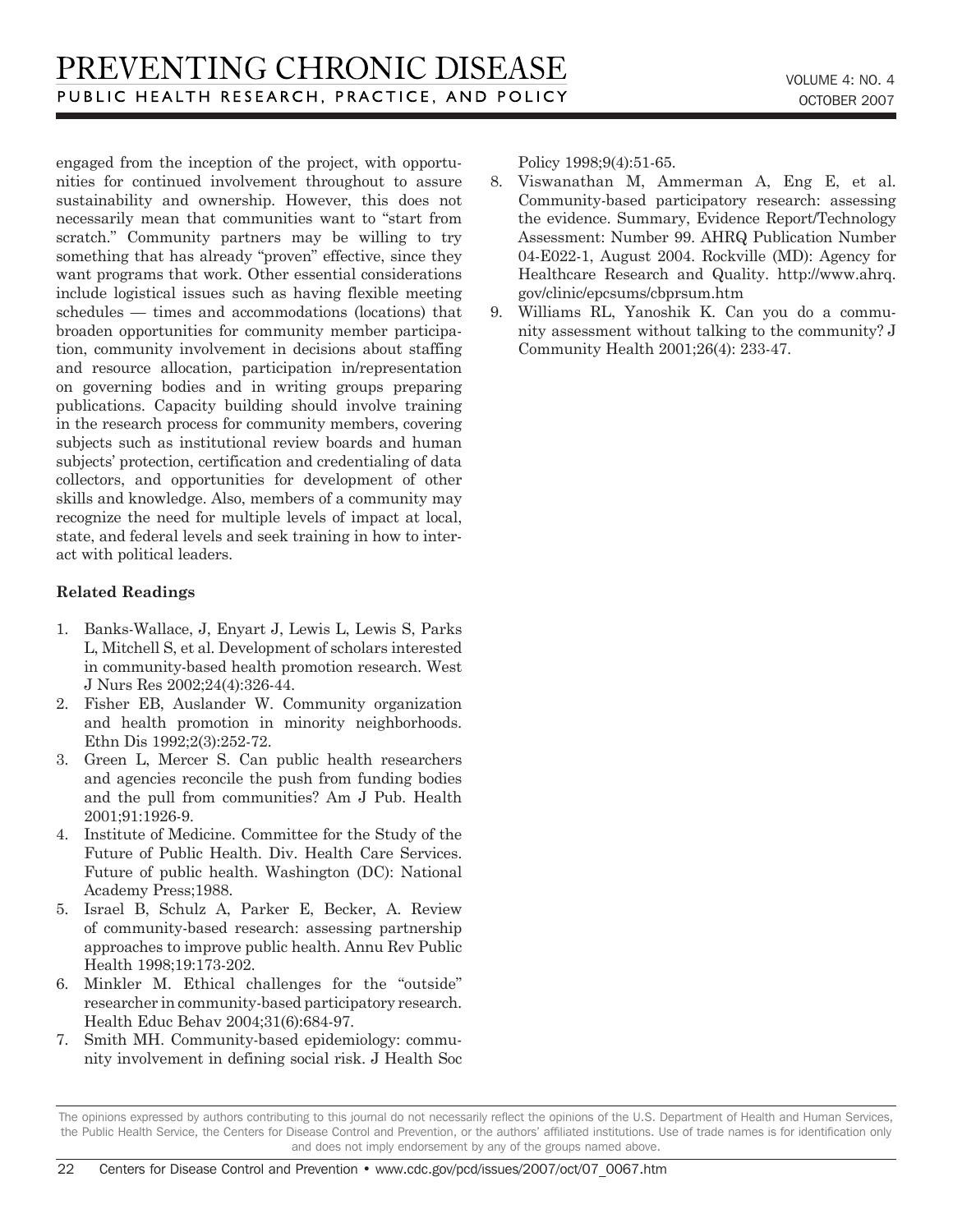engaged from the inception of the project, with opportunities for continued involvement throughout to assure sustainability and ownership. However, this does not necessarily mean that communities want to "start from scratch." Community partners may be willing to try something that has already "proven" effective, since they want programs that work. Other essential considerations include logistical issues such as having flexible meeting schedules — times and accommodations (locations) that broaden opportunities for community member participation, community involvement in decisions about staffing and resource allocation, participation in/representation on governing bodies and in writing groups preparing publications. Capacity building should involve training in the research process for community members, covering subjects such as institutional review boards and human subjects' protection, certification and credentialing of data collectors, and opportunities for development of other skills and knowledge. Also, members of a community may recognize the need for multiple levels of impact at local, state, and federal levels and seek training in how to interact with political leaders.

**Related Readings**

1. Banks-Wallace, J, Enyart J, Lewis L, Lewis S, Parks L, Mitchell S, et al. Development of scholars interested in community-based health promotion research. West J Nurs Res 2002;24(4):326-44.
2. Fisher EB, Auslander W. Community organization and health promotion in minority neighborhoods. Ethn Dis 1992;2(3):252-72.
3. Green L, Mercer S. Can public health researchers and agencies reconcile the push from funding bodies and the pull from communities? Am J Pub. Health 2001;91:1926-9.
4. Institute of Medicine. Committee for the Study of the Future of Public Health. Div. Health Care Services. Future of public health. Washington (DC): National Academy Press;1988.
5. Israel B, Schulz A, Parker E, Becker, A. Review of community-based research: assessing partnership approaches to improve public health. Annu Rev Public Health 1998;19:173-202.
6. Minkler M. Ethical challenges for the "outside" researcher in community-based participatory research. Health Educ Behav 2004;31(6):684-97.
7. Smith MH. Community-based epidemiology: community involvement in defining social risk. J Health Soc Policy 1998;9(4):51-65.
8. Viswanathan M, Ammerman A, Eng E, et al. Community-based participatory research: assessing the evidence. Summary, Evidence Report/Technology Assessment: Number 99. AHRQ Publication Number 04-E022-1, August 2004. Rockville (MD): Agency for Healthcare Research and Quality. http://www.ahrq.gov/clinic/epcsums/cbprsum.htm
9. Williams RL, Yanoshik K. Can you do a community assessment without talking to the community? J Community Health 2001;26(4): 233-47.

The opinions expressed by authors contributing to this journal do not necessarily reflect the opinions of the U.S. Department of Health and Human Services, the Public Health Service, the Centers for Disease Control and Prevention, or the authors' affiliated institutions. Use of trade names is for identification only and does not imply endorsement by any of the groups named above.